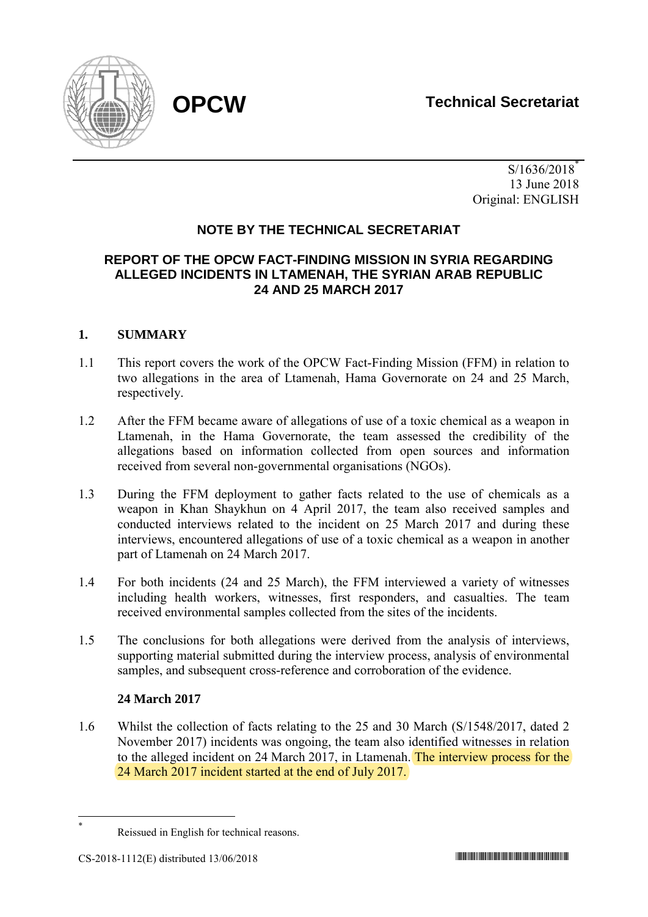OPCW

Technical Secretariat

S/1636/2018[*]
13 June 2018
Original: ENGLISH

## NOTE BY THE TECHNICAL SECRETARIAT

## REPORT OF THE OPCW FACT-FINDING MISSION IN SYRIA REGARDING ALLEGED INCIDENTS IN LTAMENAH, THE SYRIAN ARAB REPUBLIC 24 AND 25 MARCH 2017

### 1. SUMMARY

1.1 This report covers the work of the OPCW Fact-Finding Mission (FFM) in relation to two allegations in the area of Ltamenah, Hama Governorate on 24 and 25 March, respectively.

1.2 After the FFM became aware of allegations of use of a toxic chemical as a weapon in Ltamenah, in the Hama Governorate, the team assessed the credibility of the allegations based on information collected from open sources and information received from several non-governmental organisations (NGOs).

1.3 During the FFM deployment to gather facts related to the use of chemicals as a weapon in Khan Shaykhun on 4 April 2017, the team also received samples and conducted interviews related to the incident on 25 March 2017 and during these interviews, encountered allegations of use of a toxic chemical as a weapon in another part of Ltamenah on 24 March 2017.

1.4 For both incidents (24 and 25 March), the FFM interviewed a variety of witnesses including health workers, witnesses, first responders, and casualties. The team received environmental samples collected from the sites of the incidents.

1.5 The conclusions for both allegations were derived from the analysis of interviews, supporting material submitted during the interview process, analysis of environmental samples, and subsequent cross-reference and corroboration of the evidence.

#### 24 March 2017

1.6 Whilst the collection of facts relating to the 25 and 30 March (S/1548/2017, dated 2 November 2017) incidents was ongoing, the team also identified witnesses in relation to the alleged incident on 24 March 2017, in Ltamenah. The interview process for the 24 March 2017 incident started at the end of July 2017.

[*] Reissued in English for technical reasons.

CS-2018-1112(E) distributed 13/06/2018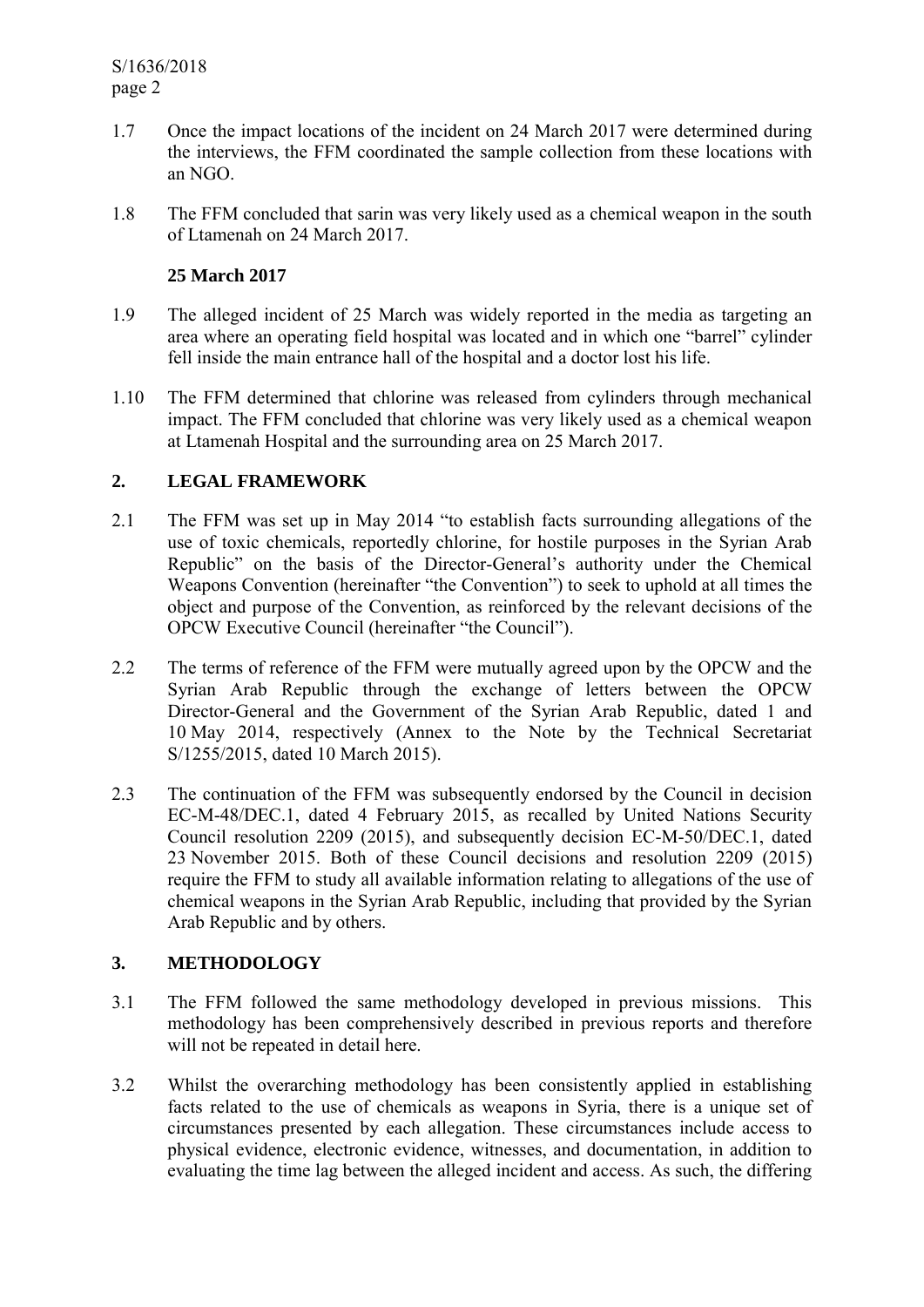1.7 Once the impact locations of the incident on 24 March 2017 were determined during the interviews, the FFM coordinated the sample collection from these locations with an NGO.

1.8 The FFM concluded that sarin was very likely used as a chemical weapon in the south of Ltamenah on 24 March 2017.

**25 March 2017**

1.9 The alleged incident of 25 March was widely reported in the media as targeting an area where an operating field hospital was located and in which one "barrel" cylinder fell inside the main entrance hall of the hospital and a doctor lost his life.

1.10 The FFM determined that chlorine was released from cylinders through mechanical impact. The FFM concluded that chlorine was very likely used as a chemical weapon at Ltamenah Hospital and the surrounding area on 25 March 2017.

## 2. LEGAL FRAMEWORK

2.1 The FFM was set up in May 2014 "to establish facts surrounding allegations of the use of toxic chemicals, reportedly chlorine, for hostile purposes in the Syrian Arab Republic" on the basis of the Director-General's authority under the Chemical Weapons Convention (hereinafter "the Convention") to seek to uphold at all times the object and purpose of the Convention, as reinforced by the relevant decisions of the OPCW Executive Council (hereinafter "the Council").

2.2 The terms of reference of the FFM were mutually agreed upon by the OPCW and the Syrian Arab Republic through the exchange of letters between the OPCW Director-General and the Government of the Syrian Arab Republic, dated 1 and 10 May 2014, respectively (Annex to the Note by the Technical Secretariat S/1255/2015, dated 10 March 2015).

2.3 The continuation of the FFM was subsequently endorsed by the Council in decision EC-M-48/DEC.1, dated 4 February 2015, as recalled by United Nations Security Council resolution 2209 (2015), and subsequently decision EC-M-50/DEC.1, dated 23 November 2015. Both of these Council decisions and resolution 2209 (2015) require the FFM to study all available information relating to allegations of the use of chemical weapons in the Syrian Arab Republic, including that provided by the Syrian Arab Republic and by others.

## 3. METHODOLOGY

3.1 The FFM followed the same methodology developed in previous missions. This methodology has been comprehensively described in previous reports and therefore will not be repeated in detail here.

3.2 Whilst the overarching methodology has been consistently applied in establishing facts related to the use of chemicals as weapons in Syria, there is a unique set of circumstances presented by each allegation. These circumstances include access to physical evidence, electronic evidence, witnesses, and documentation, in addition to evaluating the time lag between the alleged incident and access. As such, the differing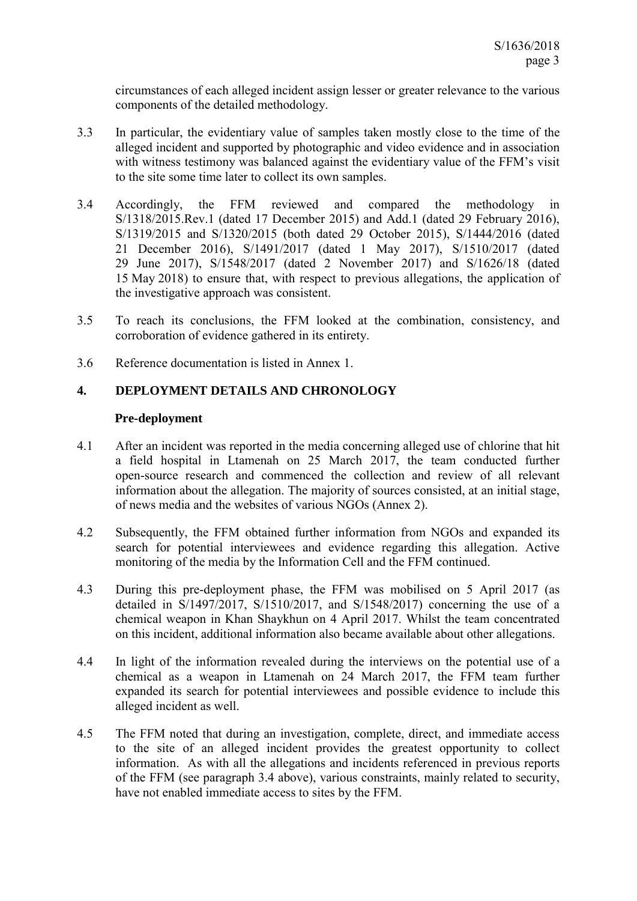circumstances of each alleged incident assign lesser or greater relevance to the various components of the detailed methodology.

3.3 In particular, the evidentiary value of samples taken mostly close to the time of the alleged incident and supported by photographic and video evidence and in association with witness testimony was balanced against the evidentiary value of the FFM's visit to the site some time later to collect its own samples.

3.4 Accordingly, the FFM reviewed and compared the methodology in S/1318/2015.Rev.1 (dated 17 December 2015) and Add.1 (dated 29 February 2016), S/1319/2015 and S/1320/2015 (both dated 29 October 2015), S/1444/2016 (dated 21 December 2016), S/1491/2017 (dated 1 May 2017), S/1510/2017 (dated 29 June 2017), S/1548/2017 (dated 2 November 2017) and S/1626/18 (dated 15 May 2018) to ensure that, with respect to previous allegations, the application of the investigative approach was consistent.

3.5 To reach its conclusions, the FFM looked at the combination, consistency, and corroboration of evidence gathered in its entirety.

3.6 Reference documentation is listed in Annex 1.

## 4. DEPLOYMENT DETAILS AND CHRONOLOGY

### Pre-deployment

4.1 After an incident was reported in the media concerning alleged use of chlorine that hit a field hospital in Ltamenah on 25 March 2017, the team conducted further open-source research and commenced the collection and review of all relevant information about the allegation. The majority of sources consisted, at an initial stage, of news media and the websites of various NGOs (Annex 2).

4.2 Subsequently, the FFM obtained further information from NGOs and expanded its search for potential interviewees and evidence regarding this allegation. Active monitoring of the media by the Information Cell and the FFM continued.

4.3 During this pre-deployment phase, the FFM was mobilised on 5 April 2017 (as detailed in S/1497/2017, S/1510/2017, and S/1548/2017) concerning the use of a chemical weapon in Khan Shaykhun on 4 April 2017. Whilst the team concentrated on this incident, additional information also became available about other allegations.

4.4 In light of the information revealed during the interviews on the potential use of a chemical as a weapon in Ltamenah on 24 March 2017, the FFM team further expanded its search for potential interviewees and possible evidence to include this alleged incident as well.

4.5 The FFM noted that during an investigation, complete, direct, and immediate access to the site of an alleged incident provides the greatest opportunity to collect information. As with all the allegations and incidents referenced in previous reports of the FFM (see paragraph 3.4 above), various constraints, mainly related to security, have not enabled immediate access to sites by the FFM.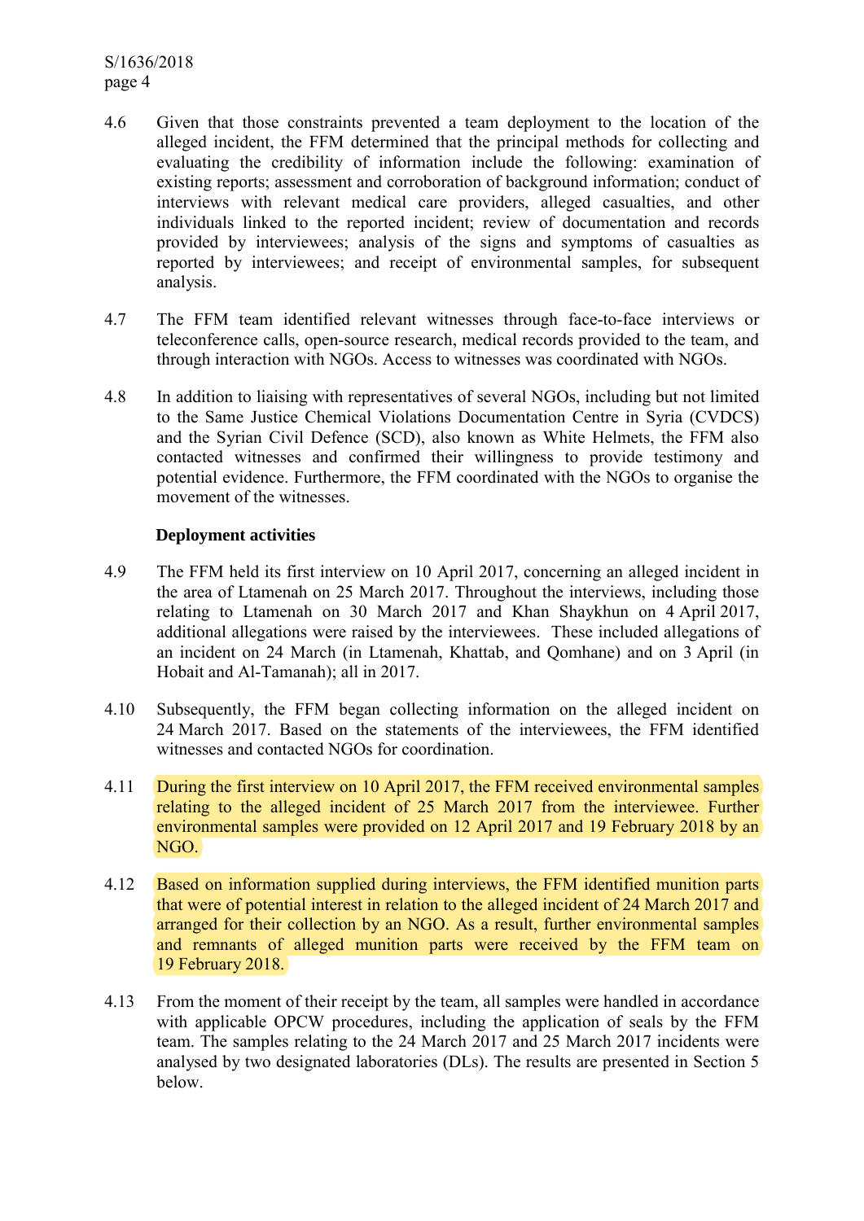4.6 Given that those constraints prevented a team deployment to the location of the alleged incident, the FFM determined that the principal methods for collecting and evaluating the credibility of information include the following: examination of existing reports; assessment and corroboration of background information; conduct of interviews with relevant medical care providers, alleged casualties, and other individuals linked to the reported incident; review of documentation and records provided by interviewees; analysis of the signs and symptoms of casualties as reported by interviewees; and receipt of environmental samples, for subsequent analysis.

4.7 The FFM team identified relevant witnesses through face-to-face interviews or teleconference calls, open-source research, medical records provided to the team, and through interaction with NGOs. Access to witnesses was coordinated with NGOs.

4.8 In addition to liaising with representatives of several NGOs, including but not limited to the Same Justice Chemical Violations Documentation Centre in Syria (CVDCS) and the Syrian Civil Defence (SCD), also known as White Helmets, the FFM also contacted witnesses and confirmed their willingness to provide testimony and potential evidence. Furthermore, the FFM coordinated with the NGOs to organise the movement of the witnesses.

### Deployment activities

4.9 The FFM held its first interview on 10 April 2017, concerning an alleged incident in the area of Ltamenah on 25 March 2017. Throughout the interviews, including those relating to Ltamenah on 30 March 2017 and Khan Shaykhun on 4 April 2017, additional allegations were raised by the interviewees. These included allegations of an incident on 24 March (in Ltamenah, Khattab, and Qomhane) and on 3 April (in Hobait and Al-Tamanah); all in 2017.

4.10 Subsequently, the FFM began collecting information on the alleged incident on 24 March 2017. Based on the statements of the interviewees, the FFM identified witnesses and contacted NGOs for coordination.

4.11 During the first interview on 10 April 2017, the FFM received environmental samples relating to the alleged incident of 25 March 2017 from the interviewee. Further environmental samples were provided on 12 April 2017 and 19 February 2018 by an NGO.

4.12 Based on information supplied during interviews, the FFM identified munition parts that were of potential interest in relation to the alleged incident of 24 March 2017 and arranged for their collection by an NGO. As a result, further environmental samples and remnants of alleged munition parts were received by the FFM team on 19 February 2018.

4.13 From the moment of their receipt by the team, all samples were handled in accordance with applicable OPCW procedures, including the application of seals by the FFM team. The samples relating to the 24 March 2017 and 25 March 2017 incidents were analysed by two designated laboratories (DLs). The results are presented in Section 5 below.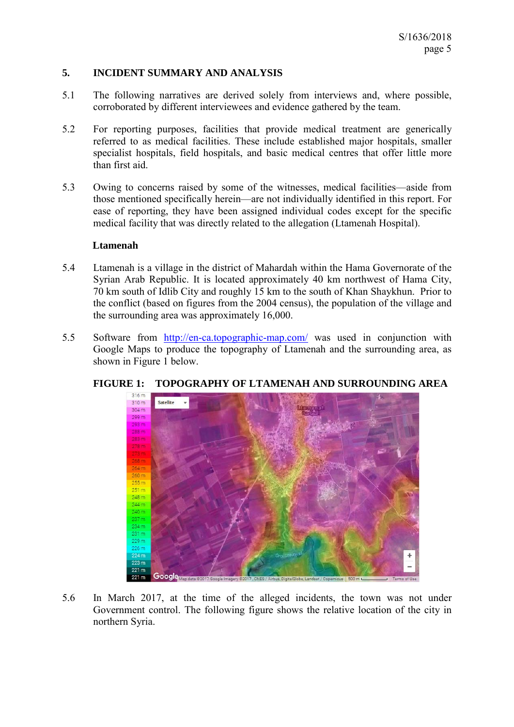## 5. INCIDENT SUMMARY AND ANALYSIS

5.1 The following narratives are derived solely from interviews and, where possible, corroborated by different interviewees and evidence gathered by the team.

5.2 For reporting purposes, facilities that provide medical treatment are generically referred to as medical facilities. These include established major hospitals, smaller specialist hospitals, field hospitals, and basic medical centres that offer little more than first aid.

5.3 Owing to concerns raised by some of the witnesses, medical facilities—aside from those mentioned specifically herein—are not individually identified in this report. For ease of reporting, they have been assigned individual codes except for the specific medical facility that was directly related to the allegation (Ltamenah Hospital).

### Ltamenah

5.4 Ltamenah is a village in the district of Mahardah within the Hama Governorate of the Syrian Arab Republic. It is located approximately 40 km northwest of Hama City, 70 km south of Idlib City and roughly 15 km to the south of Khan Shaykhun. Prior to the conflict (based on figures from the 2004 census), the population of the village and the surrounding area was approximately 16,000.

5.5 Software from http://en-ca.topographic-map.com/ was used in conjunction with Google Maps to produce the topography of Ltamenah and the surrounding area, as shown in Figure 1 below.

**FIGURE 1: TOPOGRAPHY OF LTAMENAH AND SURROUNDING AREA**

5.6 In March 2017, at the time of the alleged incidents, the town was not under Government control. The following figure shows the relative location of the city in northern Syria.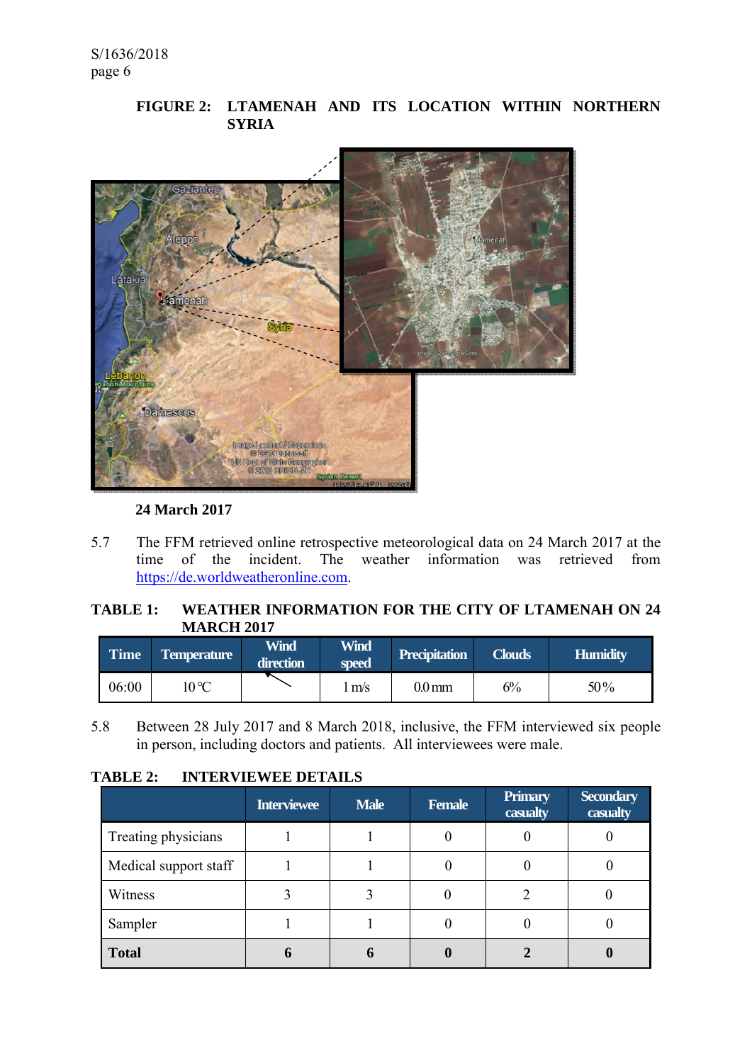**FIGURE 2: LTAMENAH AND ITS LOCATION WITHIN NORTHERN SYRIA**

**24 March 2017**

5.7 The FFM retrieved online retrospective meteorological data on 24 March 2017 at the time of the incident. The weather information was retrieved from https://de.worldweatheronline.com.

**TABLE 1: WEATHER INFORMATION FOR THE CITY OF LTAMENAH ON 24 MARCH 2017**

| Time | Temperature | Wind direction | Wind speed | Precipitation | Clouds | Humidity |
|---|---|---|---|---|---|---|
| 06:00 | 10 °C | | 1 m/s | 0.0 mm | 6% | 50% |

5.8 Between 28 July 2017 and 8 March 2018, inclusive, the FFM interviewed six people in person, including doctors and patients. All interviewees were male.

**TABLE 2: INTERVIEWEE DETAILS**

| | Interviewee | Male | Female | Primary casualty | Secondary casualty |
|---|---|---|---|---|---|
| Treating physicians | 1 | 1 | 0 | 0 | 0 |
| Medical support staff | 1 | 1 | 0 | 0 | 0 |
| Witness | 3 | 3 | 0 | 2 | 0 |
| Sampler | 1 | 1 | 0 | 0 | 0 |
| **Total** | **6** | **6** | **0** | **2** | **0** |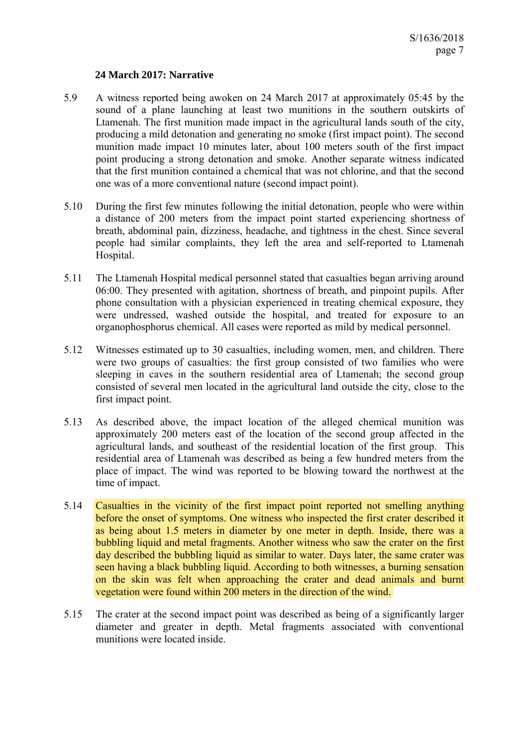**24 March 2017: Narrative**

5.9 A witness reported being awoken on 24 March 2017 at approximately 05:45 by the sound of a plane launching at least two munitions in the southern outskirts of Ltamenah. The first munition made impact in the agricultural lands south of the city, producing a mild detonation and generating no smoke (first impact point). The second munition made impact 10 minutes later, about 100 meters south of the first impact point producing a strong detonation and smoke. Another separate witness indicated that the first munition contained a chemical that was not chlorine, and that the second one was of a more conventional nature (second impact point).

5.10 During the first few minutes following the initial detonation, people who were within a distance of 200 meters from the impact point started experiencing shortness of breath, abdominal pain, dizziness, headache, and tightness in the chest. Since several people had similar complaints, they left the area and self-reported to Ltamenah Hospital.

5.11 The Ltamenah Hospital medical personnel stated that casualties began arriving around 06:00. They presented with agitation, shortness of breath, and pinpoint pupils. After phone consultation with a physician experienced in treating chemical exposure, they were undressed, washed outside the hospital, and treated for exposure to an organophosphorus chemical. All cases were reported as mild by medical personnel.

5.12 Witnesses estimated up to 30 casualties, including women, men, and children. There were two groups of casualties: the first group consisted of two families who were sleeping in caves in the southern residential area of Ltamenah; the second group consisted of several men located in the agricultural land outside the city, close to the first impact point.

5.13 As described above, the impact location of the alleged chemical munition was approximately 200 meters east of the location of the second group affected in the agricultural lands, and southeast of the residential location of the first group. This residential area of Ltamenah was described as being a few hundred meters from the place of impact. The wind was reported to be blowing toward the northwest at the time of impact.

5.14 Casualties in the vicinity of the first impact point reported not smelling anything before the onset of symptoms. One witness who inspected the first crater described it as being about 1.5 meters in diameter by one meter in depth. Inside, there was a bubbling liquid and metal fragments. Another witness who saw the crater on the first day described the bubbling liquid as similar to water. Days later, the same crater was seen having a black bubbling liquid. According to both witnesses, a burning sensation on the skin was felt when approaching the crater and dead animals and burnt vegetation were found within 200 meters in the direction of the wind.

5.15 The crater at the second impact point was described as being of a significantly larger diameter and greater in depth. Metal fragments associated with conventional munitions were located inside.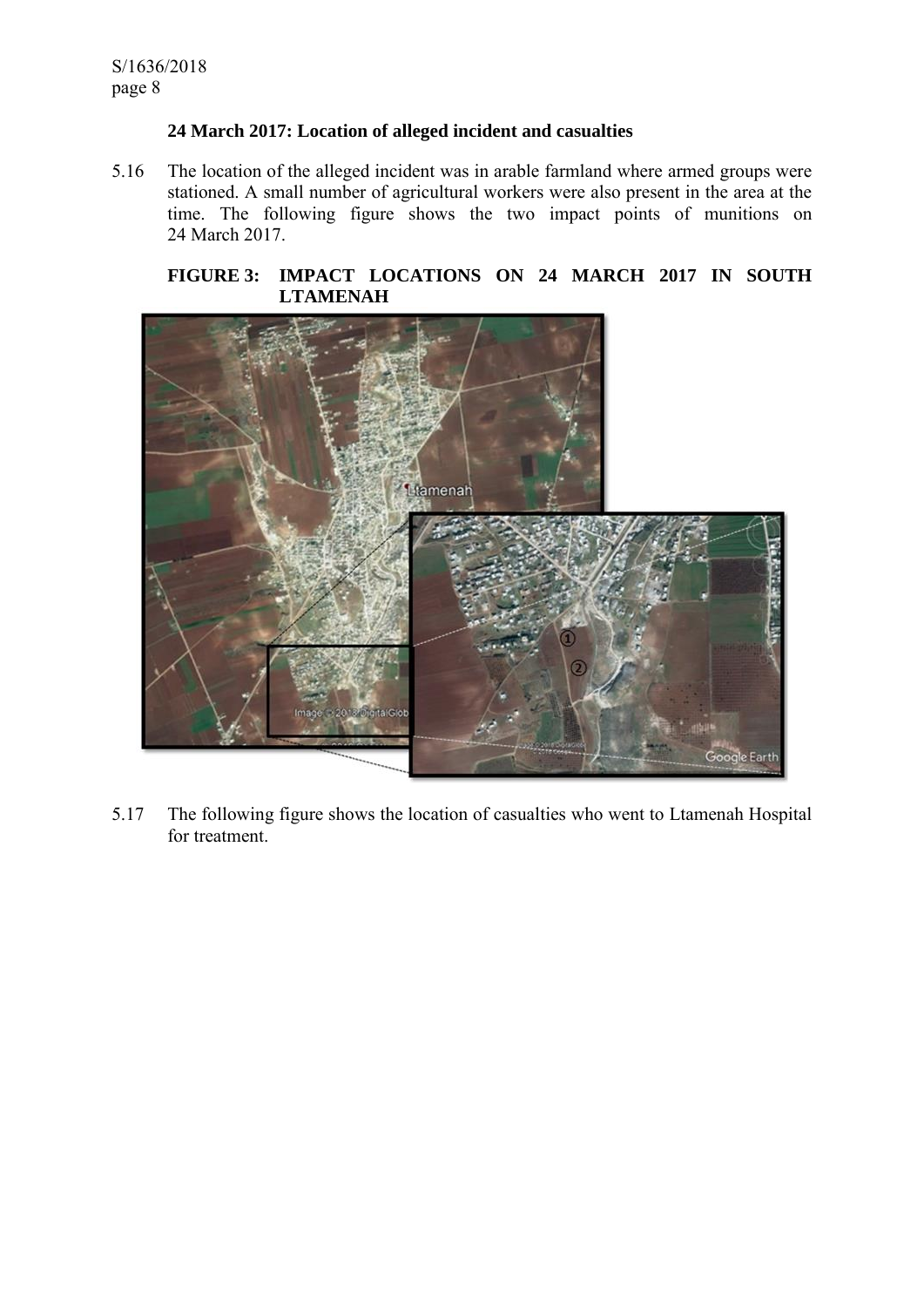### 24 March 2017: Location of alleged incident and casualties

5.16 The location of the alleged incident was in arable farmland where armed groups were stationed. A small number of agricultural workers were also present in the area at the time. The following figure shows the two impact points of munitions on 24 March 2017.

**FIGURE 3: IMPACT LOCATIONS ON 24 MARCH 2017 IN SOUTH LTAMENAH**

5.17 The following figure shows the location of casualties who went to Ltamenah Hospital for treatment.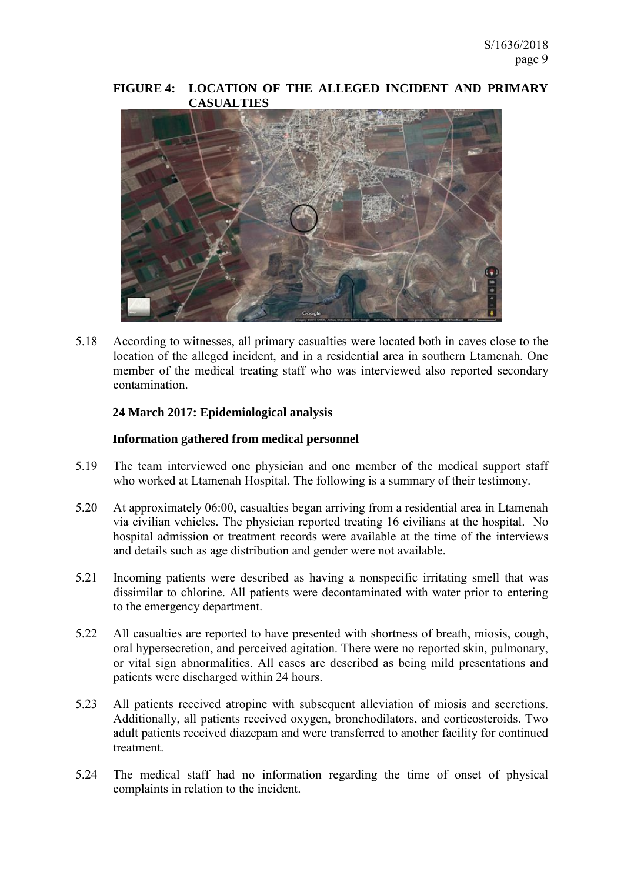**FIGURE 4: LOCATION OF THE ALLEGED INCIDENT AND PRIMARY CASUALTIES**

5.18 According to witnesses, all primary casualties were located both in caves close to the location of the alleged incident, and in a residential area in southern Ltamenah. One member of the medical treating staff who was interviewed also reported secondary contamination.

**24 March 2017: Epidemiological analysis**

**Information gathered from medical personnel**

5.19 The team interviewed one physician and one member of the medical support staff who worked at Ltamenah Hospital. The following is a summary of their testimony.

5.20 At approximately 06:00, casualties began arriving from a residential area in Ltamenah via civilian vehicles. The physician reported treating 16 civilians at the hospital. No hospital admission or treatment records were available at the time of the interviews and details such as age distribution and gender were not available.

5.21 Incoming patients were described as having a nonspecific irritating smell that was dissimilar to chlorine. All patients were decontaminated with water prior to entering to the emergency department.

5.22 All casualties are reported to have presented with shortness of breath, miosis, cough, oral hypersecretion, and perceived agitation. There were no reported skin, pulmonary, or vital sign abnormalities. All cases are described as being mild presentations and patients were discharged within 24 hours.

5.23 All patients received atropine with subsequent alleviation of miosis and secretions. Additionally, all patients received oxygen, bronchodilators, and corticosteroids. Two adult patients received diazepam and were transferred to another facility for continued treatment.

5.24 The medical staff had no information regarding the time of onset of physical complaints in relation to the incident.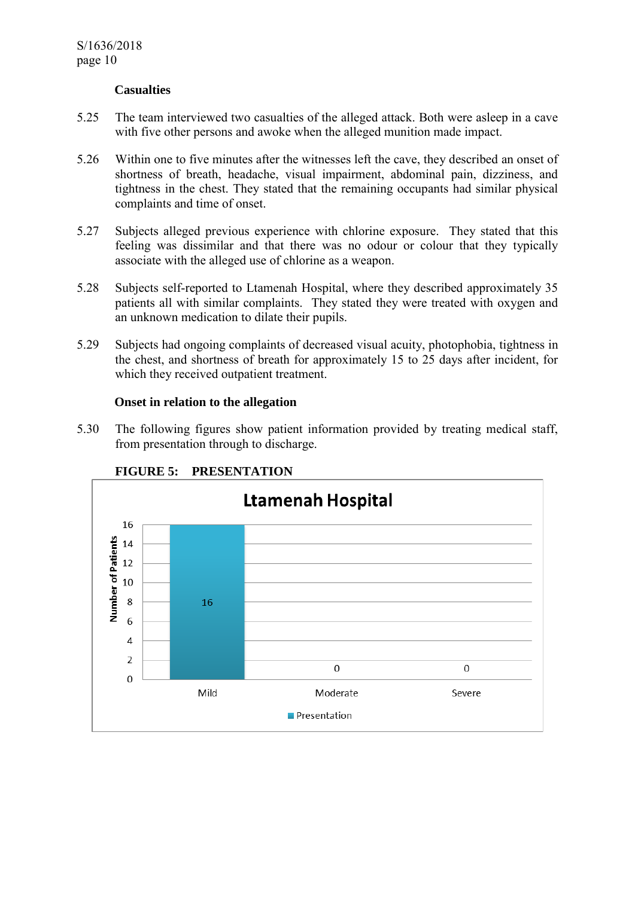### Casualties

5.25 The team interviewed two casualties of the alleged attack. Both were asleep in a cave with five other persons and awoke when the alleged munition made impact.

5.26 Within one to five minutes after the witnesses left the cave, they described an onset of shortness of breath, headache, visual impairment, abdominal pain, dizziness, and tightness in the chest. They stated that the remaining occupants had similar physical complaints and time of onset.

5.27 Subjects alleged previous experience with chlorine exposure. They stated that this feeling was dissimilar and that there was no odour or colour that they typically associate with the alleged use of chlorine as a weapon.

5.28 Subjects self-reported to Ltamenah Hospital, where they described approximately 35 patients all with similar complaints. They stated they were treated with oxygen and an unknown medication to dilate their pupils.

5.29 Subjects had ongoing complaints of decreased visual acuity, photophobia, tightness in the chest, and shortness of breath for approximately 15 to 25 days after incident, for which they received outpatient treatment.

### Onset in relation to the allegation

5.30 The following figures show patient information provided by treating medical staff, from presentation through to discharge.

**FIGURE 5: PRESENTATION**

**Ltamenah Hospital**

| | Mild | Moderate | Severe |
|---|---|---|---|
| Presentation (Number of Patients) | 16 | 0 | 0 |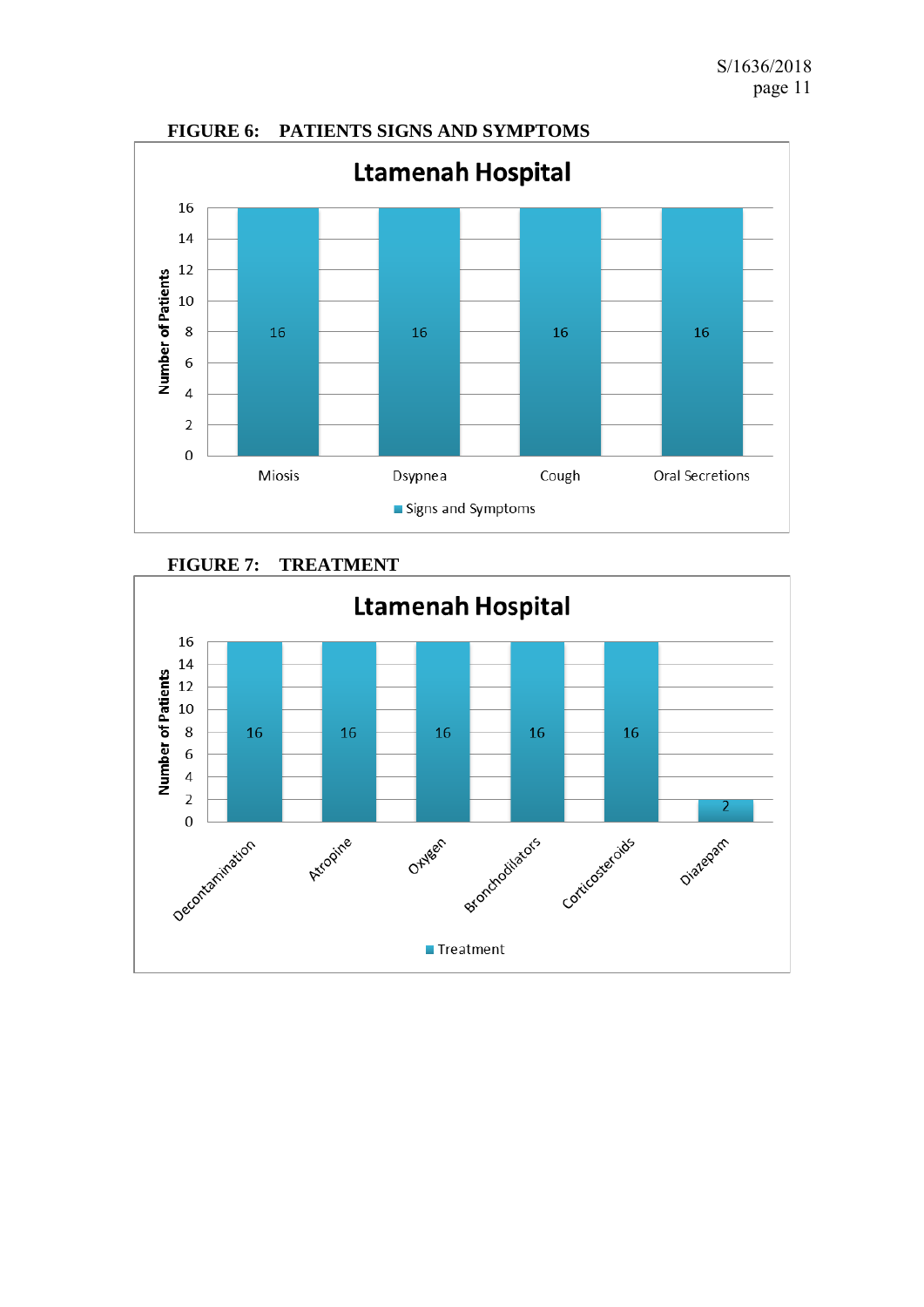**FIGURE 6: PATIENTS SIGNS AND SYMPTOMS**

**Ltamenah Hospital**

| Signs and Symptoms | Number of Patients |
|---|---|
| Miosis | 16 |
| Dsypnea | 16 |
| Cough | 16 |
| Oral Secretions | 16 |

**FIGURE 7: TREATMENT**

**Ltamenah Hospital**

| Treatment | Number of Patients |
|---|---|
| Decontamination | 16 |
| Atropine | 16 |
| Oxygen | 16 |
| Bronchodilators | 16 |
| Corticosteroids | 16 |
| Diazepam | 2 |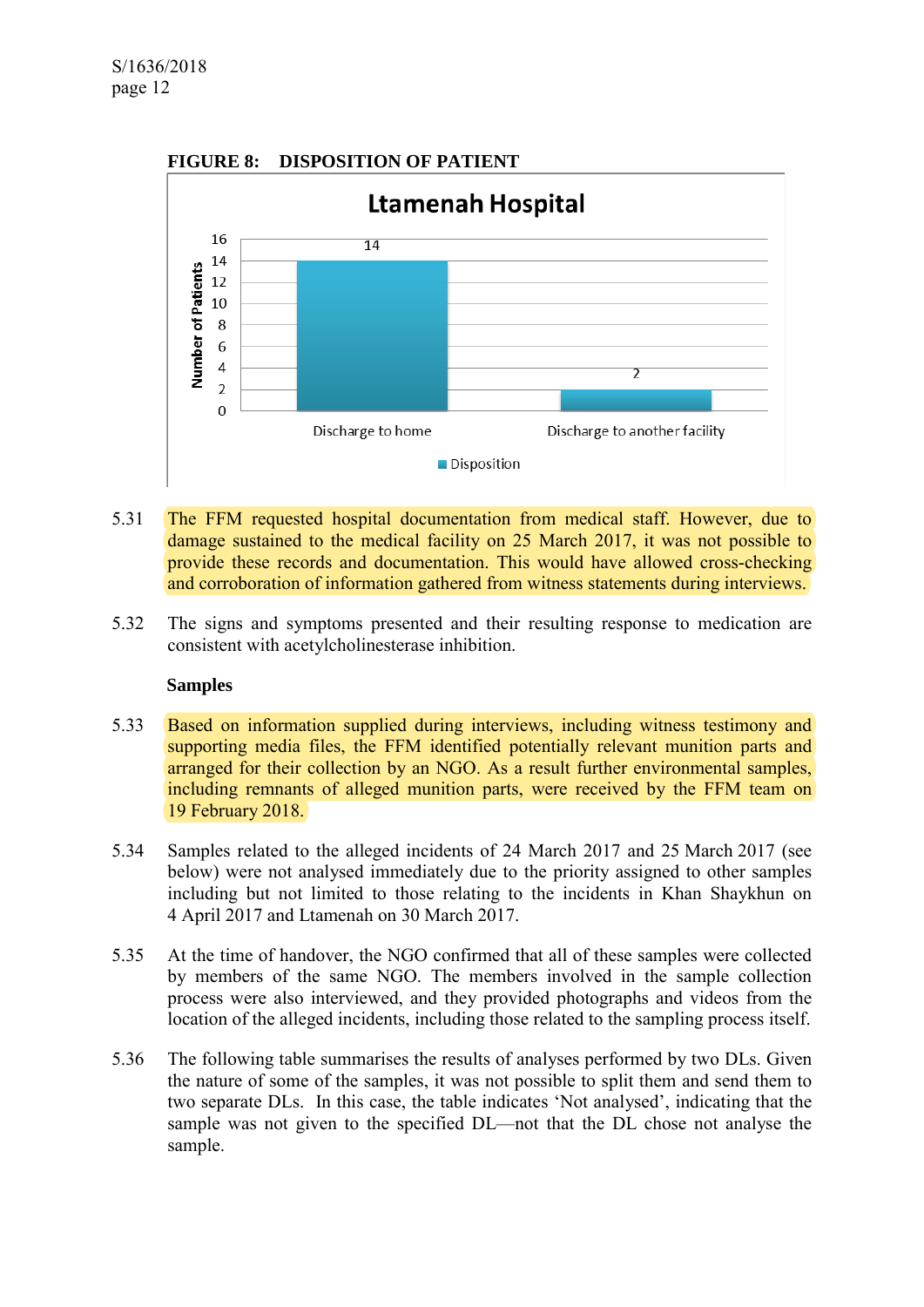**FIGURE 8: DISPOSITION OF PATIENT**

5.31 The FFM requested hospital documentation from medical staff. However, due to damage sustained to the medical facility on 25 March 2017, it was not possible to provide these records and documentation. This would have allowed cross-checking and corroboration of information gathered from witness statements during interviews.

5.32 The signs and symptoms presented and their resulting response to medication are consistent with acetylcholinesterase inhibition.

**Samples**

5.33 Based on information supplied during interviews, including witness testimony and supporting media files, the FFM identified potentially relevant munition parts and arranged for their collection by an NGO. As a result further environmental samples, including remnants of alleged munition parts, were received by the FFM team on 19 February 2018.

5.34 Samples related to the alleged incidents of 24 March 2017 and 25 March 2017 (see below) were not analysed immediately due to the priority assigned to other samples including but not limited to those relating to the incidents in Khan Shaykhun on 4 April 2017 and Ltamenah on 30 March 2017.

5.35 At the time of handover, the NGO confirmed that all of these samples were collected by members of the same NGO. The members involved in the sample collection process were also interviewed, and they provided photographs and videos from the location of the alleged incidents, including those related to the sampling process itself.

5.36 The following table summarises the results of analyses performed by two DLs. Given the nature of some of the samples, it was not possible to split them and send them to two separate DLs. In this case, the table indicates 'Not analysed', indicating that the sample was not given to the specified DL—not that the DL chose not analyse the sample.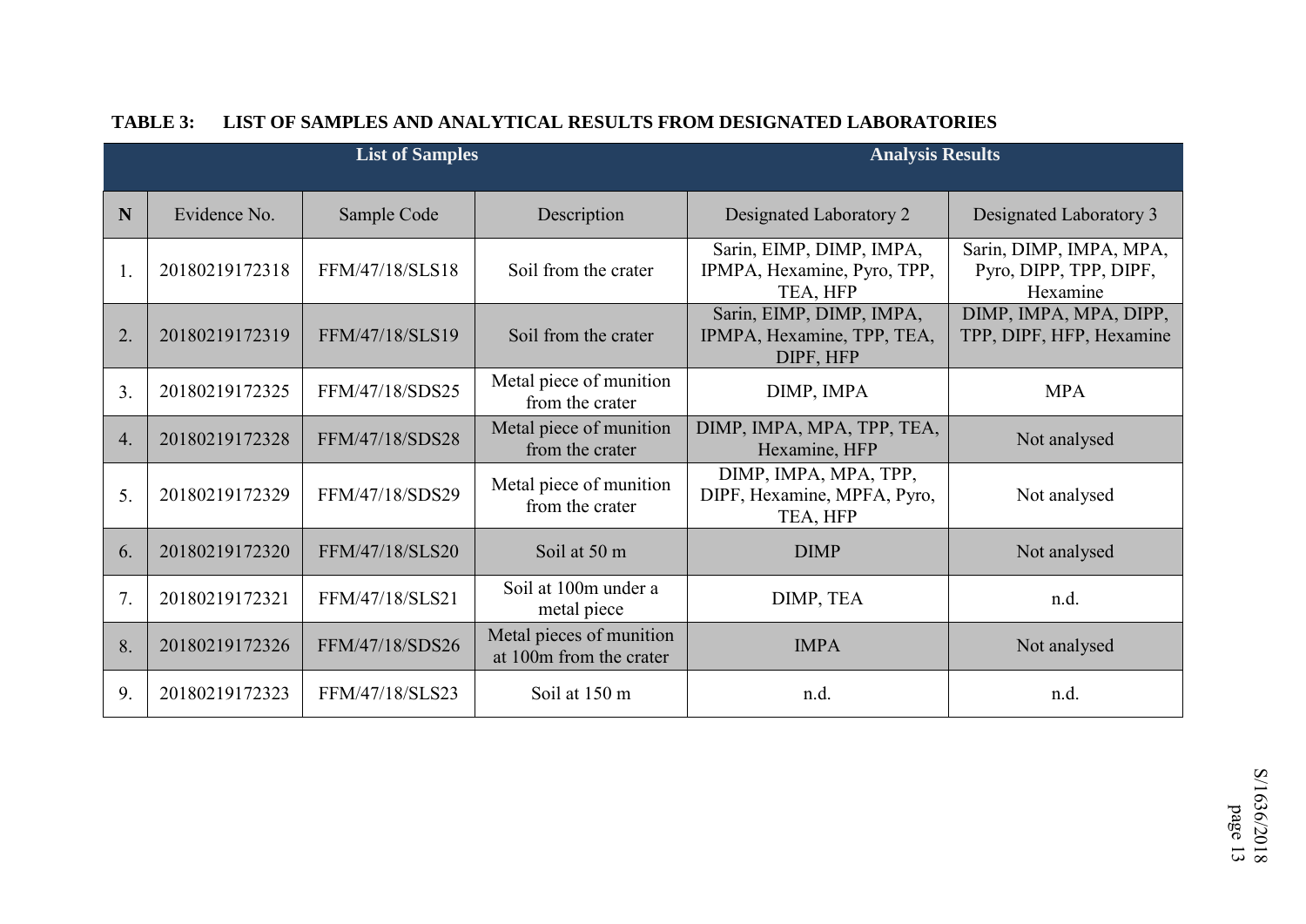**TABLE 3: LIST OF SAMPLES AND ANALYTICAL RESULTS FROM DESIGNATED LABORATORIES**

| List of Samples | | | | Analysis Results | |
|---|---|---|---|---|---|
| **N** | Evidence No. | Sample Code | Description | Designated Laboratory 2 | Designated Laboratory 3 |
| 1. | 20180219172318 | FFM/47/18/SLS18 | Soil from the crater | Sarin, EIMP, DIMP, IMPA, IPMPA, Hexamine, Pyro, TPP, TEA, HFP | Sarin, DIMP, IMPA, MPA, Pyro, DIPP, TPP, DIPF, Hexamine |
| 2. | 20180219172319 | FFM/47/18/SLS19 | Soil from the crater | Sarin, EIMP, DIMP, IMPA, IPMPA, Hexamine, TPP, TEA, DIPF, HFP | DIMP, IMPA, MPA, DIPP, TPP, DIPF, HFP, Hexamine |
| 3. | 20180219172325 | FFM/47/18/SDS25 | Metal piece of munition from the crater | DIMP, IMPA | MPA |
| 4. | 20180219172328 | FFM/47/18/SDS28 | Metal piece of munition from the crater | DIMP, IMPA, MPA, TPP, TEA, Hexamine, HFP | Not analysed |
| 5. | 20180219172329 | FFM/47/18/SDS29 | Metal piece of munition from the crater | DIMP, IMPA, MPA, TPP, DIPF, Hexamine, MPFA, Pyro, TEA, HFP | Not analysed |
| 6. | 20180219172320 | FFM/47/18/SLS20 | Soil at 50 m | DIMP | Not analysed |
| 7. | 20180219172321 | FFM/47/18/SLS21 | Soil at 100m under a metal piece | DIMP, TEA | n.d. |
| 8. | 20180219172326 | FFM/47/18/SDS26 | Metal pieces of munition at 100m from the crater | IMPA | Not analysed |
| 9. | 20180219172323 | FFM/47/18/SLS23 | Soil at 150 m | n.d. | n.d. |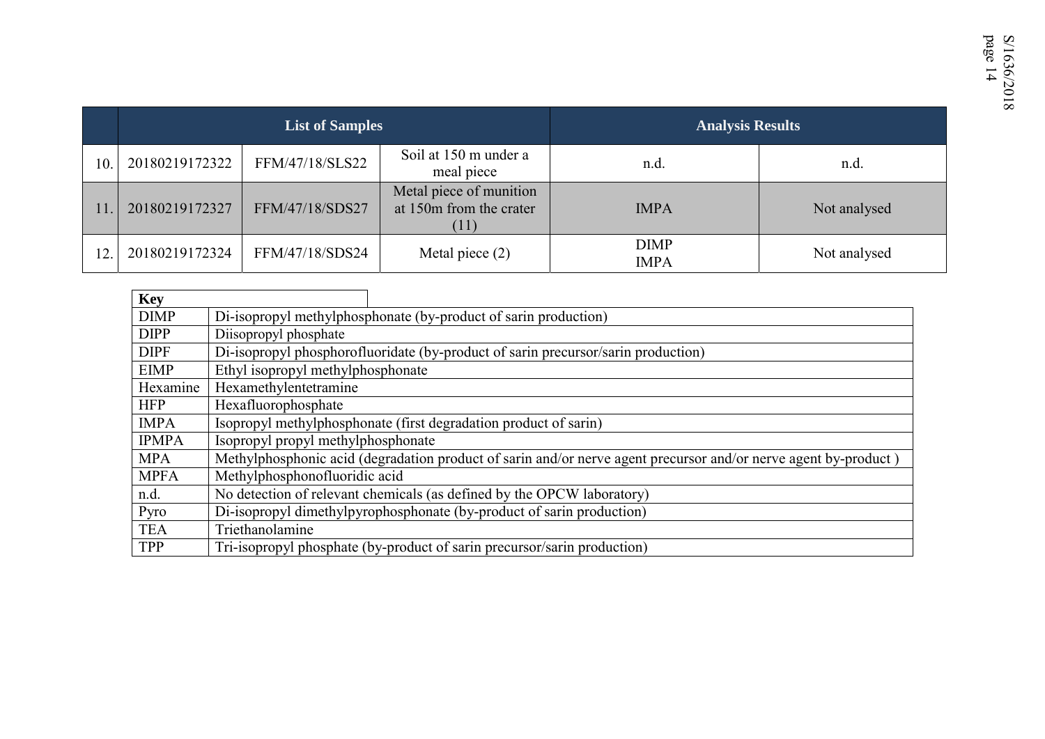| | List of Samples | | | Analysis Results | |
|---|---|---|---|---|---|
| 10. | 20180219172322 | FFM/47/18/SLS22 | Soil at 150 m under a meal piece | n.d. | n.d. |
| 11. | 20180219172327 | FFM/47/18/SDS27 | Metal piece of munition at 150m from the crater (11) | IMPA | Not analysed |
| 12. | 20180219172324 | FFM/47/18/SDS24 | Metal piece (2) | DIMP<br>IMPA | Not analysed |

| Key | |
|---|---|
| DIMP | Di-isopropyl methylphosphonate (by-product of sarin production) |
| DIPP | Diisopropyl phosphate |
| DIPF | Di-isopropyl phosphorofluoridate (by-product of sarin precursor/sarin production) |
| EIMP | Ethyl isopropyl methylphosphonate |
| Hexamine | Hexamethylentetramine |
| HFP | Hexafluorophosphate |
| IMPA | Isopropyl methylphosphonate (first degradation product of sarin) |
| IPMPA | Isopropyl propyl methylphosphonate |
| MPA | Methylphosphonic acid (degradation product of sarin and/or nerve agent precursor and/or nerve agent by-product ) |
| MPFA | Methylphosphonofluoridic acid |
| n.d. | No detection of relevant chemicals (as defined by the OPCW laboratory) |
| Pyro | Di-isopropyl dimethylpyrophosphonate (by-product of sarin production) |
| TEA | Triethanolamine |
| TPP | Tri-isopropyl phosphate (by-product of sarin precursor/sarin production) |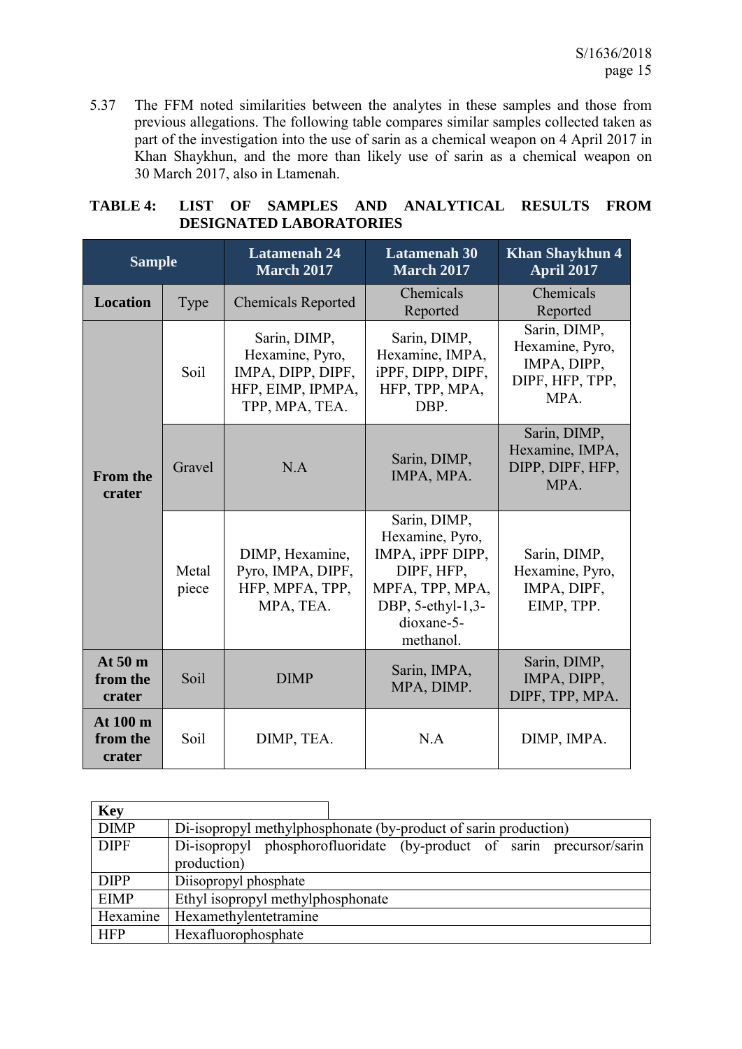5.37 The FFM noted similarities between the analytes in these samples and those from previous allegations. The following table compares similar samples collected taken as part of the investigation into the use of sarin as a chemical weapon on 4 April 2017 in Khan Shaykhun, and the more than likely use of sarin as a chemical weapon on 30 March 2017, also in Ltamenah.

**TABLE 4: LIST OF SAMPLES AND ANALYTICAL RESULTS FROM DESIGNATED LABORATORIES**

| Sample | | Latamenah 24 March 2017 | Latamenah 30 March 2017 | Khan Shaykhun 4 April 2017 |
|---|---|---|---|---|
| **Location** | Type | Chemicals Reported | Chemicals Reported | Chemicals Reported |
| **From the crater** | Soil | Sarin, DIMP, Hexamine, Pyro, IMPA, DIPP, DIPF, HFP, EIMP, IPMPA, TPP, MPA, TEA. | Sarin, DIMP, Hexamine, IMPA, iPPF, DIPP, DIPF, HFP, TPP, MPA, DBP. | Sarin, DIMP, Hexamine, Pyro, IMPA, DIPP, DIPF, HFP, TPP, MPA. |
| | Gravel | N.A | Sarin, DIMP, IMPA, MPA. | Sarin, DIMP, Hexamine, IMPA, DIPP, DIPF, HFP, MPA. |
| | Metal piece | DIMP, Hexamine, Pyro, IMPA, DIPF, HFP, MPFA, TPP, MPA, TEA. | Sarin, DIMP, Hexamine, Pyro, IMPA, iPPF DIPP, DIPF, HFP, MPFA, TPP, MPA, DBP, 5-ethyl-1,3-dioxane-5-methanol. | Sarin, DIMP, Hexamine, Pyro, IMPA, DIPF, EIMP, TPP. |
| **At 50 m from the crater** | Soil | DIMP | Sarin, IMPA, MPA, DIMP. | Sarin, DIMP, IMPA, DIPP, DIPF, TPP, MPA. |
| **At 100 m from the crater** | Soil | DIMP, TEA. | N.A | DIMP, IMPA. |

| Key | |
|---|---|
| DIMP | Di-isopropyl methylphosphonate (by-product of sarin production) |
| DIPF | Di-isopropyl phosphorofluoridate (by-product of sarin precursor/sarin production) |
| DIPP | Diisopropyl phosphate |
| EIMP | Ethyl isopropyl methylphosphonate |
| Hexamine | Hexamethylentetramine |
| HFP | Hexafluorophosphate |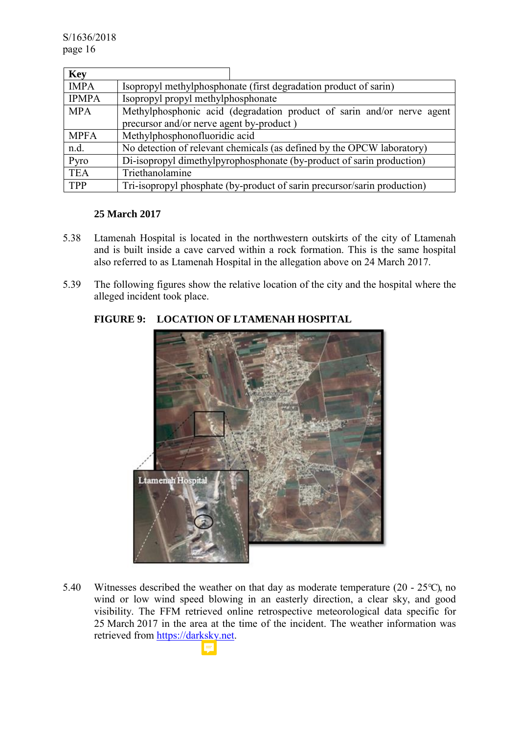| Key | |
|---|---|
| IMPA | Isopropyl methylphosphonate (first degradation product of sarin) |
| IPMPA | Isopropyl propyl methylphosphonate |
| MPA | Methylphosphonic acid (degradation product of sarin and/or nerve agent precursor and/or nerve agent by-product ) |
| MPFA | Methylphosphonofluoridic acid |
| n.d. | No detection of relevant chemicals (as defined by the OPCW laboratory) |
| Pyro | Di-isopropyl dimethylpyrophosphonate (by-product of sarin production) |
| TEA | Triethanolamine |
| TPP | Tri-isopropyl phosphate (by-product of sarin precursor/sarin production) |

**25 March 2017**

5.38 Ltamenah Hospital is located in the northwestern outskirts of the city of Ltamenah and is built inside a cave carved within a rock formation. This is the same hospital also referred to as Ltamenah Hospital in the allegation above on 24 March 2017.

5.39 The following figures show the relative location of the city and the hospital where the alleged incident took place.

**FIGURE 9: LOCATION OF LTAMENAH HOSPITAL**

5.40 Witnesses described the weather on that day as moderate temperature (20 - 25℃), no wind or low wind speed blowing in an easterly direction, a clear sky, and good visibility. The FFM retrieved online retrospective meteorological data specific for 25 March 2017 in the area at the time of the incident. The weather information was retrieved from https://darksky.net.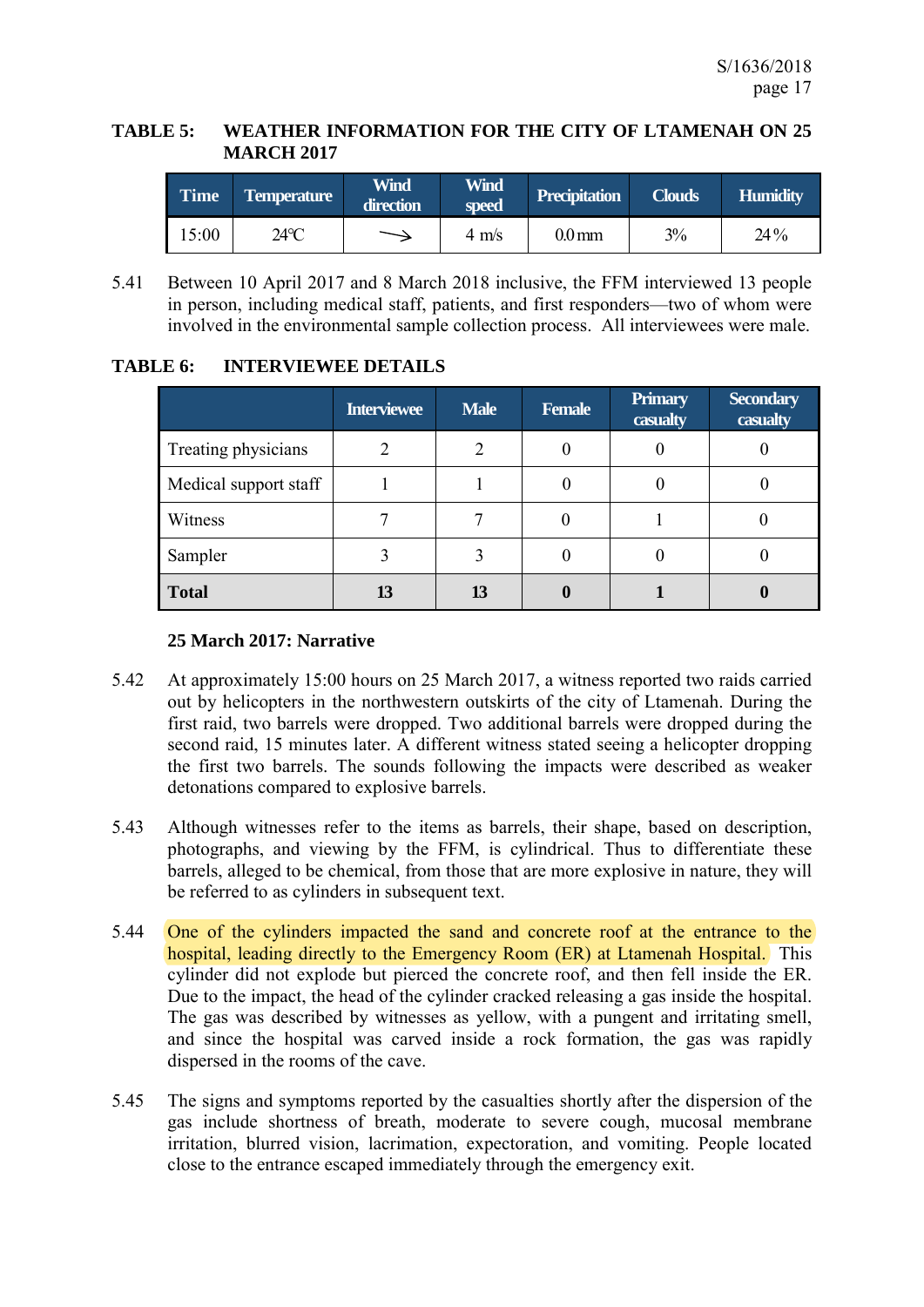**TABLE 5: WEATHER INFORMATION FOR THE CITY OF LTAMENAH ON 25 MARCH 2017**

| Time | Temperature | Wind direction | Wind speed | Precipitation | Clouds | Humidity |
|---|---|---|---|---|---|---|
| 15:00 | 24°C | → | 4 m/s | 0.0 mm | 3% | 24% |

5.41 Between 10 April 2017 and 8 March 2018 inclusive, the FFM interviewed 13 people in person, including medical staff, patients, and first responders—two of whom were involved in the environmental sample collection process. All interviewees were male.

**TABLE 6: INTERVIEWEE DETAILS**

| | Interviewee | Male | Female | Primary casualty | Secondary casualty |
|---|---|---|---|---|---|
| Treating physicians | 2 | 2 | 0 | 0 | 0 |
| Medical support staff | 1 | 1 | 0 | 0 | 0 |
| Witness | 7 | 7 | 0 | 1 | 0 |
| Sampler | 3 | 3 | 0 | 0 | 0 |
| **Total** | **13** | **13** | **0** | **1** | **0** |

**25 March 2017: Narrative**

5.42 At approximately 15:00 hours on 25 March 2017, a witness reported two raids carried out by helicopters in the northwestern outskirts of the city of Ltamenah. During the first raid, two barrels were dropped. Two additional barrels were dropped during the second raid, 15 minutes later. A different witness stated seeing a helicopter dropping the first two barrels. The sounds following the impacts were described as weaker detonations compared to explosive barrels.

5.43 Although witnesses refer to the items as barrels, their shape, based on description, photographs, and viewing by the FFM, is cylindrical. Thus to differentiate these barrels, alleged to be chemical, from those that are more explosive in nature, they will be referred to as cylinders in subsequent text.

5.44 One of the cylinders impacted the sand and concrete roof at the entrance to the hospital, leading directly to the Emergency Room (ER) at Ltamenah Hospital. This cylinder did not explode but pierced the concrete roof, and then fell inside the ER. Due to the impact, the head of the cylinder cracked releasing a gas inside the hospital. The gas was described by witnesses as yellow, with a pungent and irritating smell, and since the hospital was carved inside a rock formation, the gas was rapidly dispersed in the rooms of the cave.

5.45 The signs and symptoms reported by the casualties shortly after the dispersion of the gas include shortness of breath, moderate to severe cough, mucosal membrane irritation, blurred vision, lacrimation, expectoration, and vomiting. People located close to the entrance escaped immediately through the emergency exit.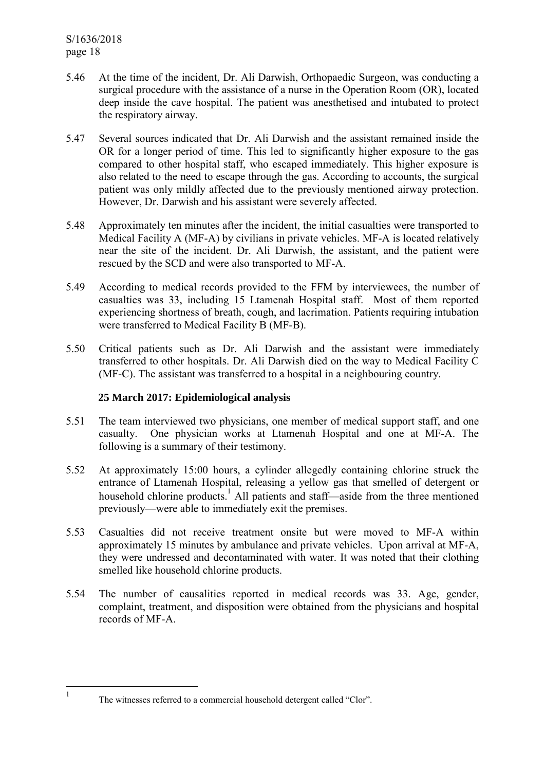5.46 At the time of the incident, Dr. Ali Darwish, Orthopaedic Surgeon, was conducting a surgical procedure with the assistance of a nurse in the Operation Room (OR), located deep inside the cave hospital. The patient was anesthetised and intubated to protect the respiratory airway.

5.47 Several sources indicated that Dr. Ali Darwish and the assistant remained inside the OR for a longer period of time. This led to significantly higher exposure to the gas compared to other hospital staff, who escaped immediately. This higher exposure is also related to the need to escape through the gas. According to accounts, the surgical patient was only mildly affected due to the previously mentioned airway protection. However, Dr. Darwish and his assistant were severely affected.

5.48 Approximately ten minutes after the incident, the initial casualties were transported to Medical Facility A (MF-A) by civilians in private vehicles. MF-A is located relatively near the site of the incident. Dr. Ali Darwish, the assistant, and the patient were rescued by the SCD and were also transported to MF-A.

5.49 According to medical records provided to the FFM by interviewees, the number of casualties was 33, including 15 Ltamenah Hospital staff. Most of them reported experiencing shortness of breath, cough, and lacrimation. Patients requiring intubation were transferred to Medical Facility B (MF-B).

5.50 Critical patients such as Dr. Ali Darwish and the assistant were immediately transferred to other hospitals. Dr. Ali Darwish died on the way to Medical Facility C (MF-C). The assistant was transferred to a hospital in a neighbouring country.

### 25 March 2017: Epidemiological analysis

5.51 The team interviewed two physicians, one member of medical support staff, and one casualty. One physician works at Ltamenah Hospital and one at MF-A. The following is a summary of their testimony.

5.52 At approximately 15:00 hours, a cylinder allegedly containing chlorine struck the entrance of Ltamenah Hospital, releasing a yellow gas that smelled of detergent or household chlorine products.[1] All patients and staff—aside from the three mentioned previously—were able to immediately exit the premises.

5.53 Casualties did not receive treatment onsite but were moved to MF-A within approximately 15 minutes by ambulance and private vehicles. Upon arrival at MF-A, they were undressed and decontaminated with water. It was noted that their clothing smelled like household chlorine products.

5.54 The number of causalities reported in medical records was 33. Age, gender, complaint, treatment, and disposition were obtained from the physicians and hospital records of MF-A.

---

[1] The witnesses referred to a commercial household detergent called "Clor".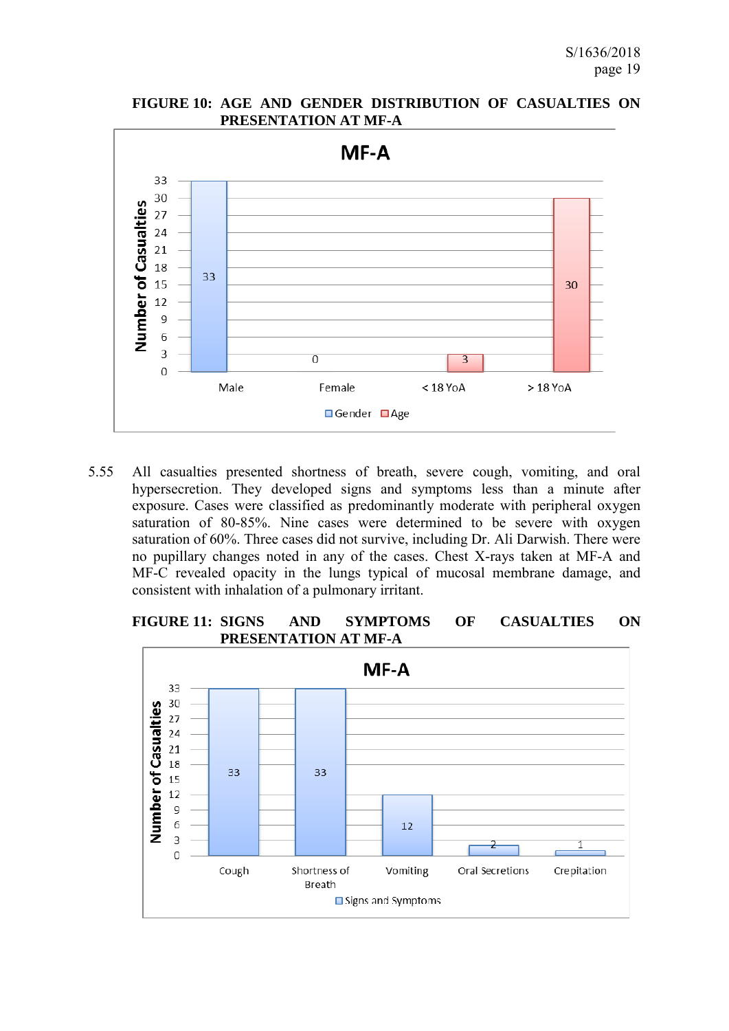**FIGURE 10: AGE AND GENDER DISTRIBUTION OF CASUALTIES ON PRESENTATION AT MF-A**

5.55 All casualties presented shortness of breath, severe cough, vomiting, and oral hypersecretion. They developed signs and symptoms less than a minute after exposure. Cases were classified as predominantly moderate with peripheral oxygen saturation of 80-85%. Nine cases were determined to be severe with oxygen saturation of 60%. Three cases did not survive, including Dr. Ali Darwish. There were no pupillary changes noted in any of the cases. Chest X-rays taken at MF-A and MF-C revealed opacity in the lungs typical of mucosal membrane damage, and consistent with inhalation of a pulmonary irritant.

**FIGURE 11: SIGNS AND SYMPTOMS OF CASUALTIES ON PRESENTATION AT MF-A**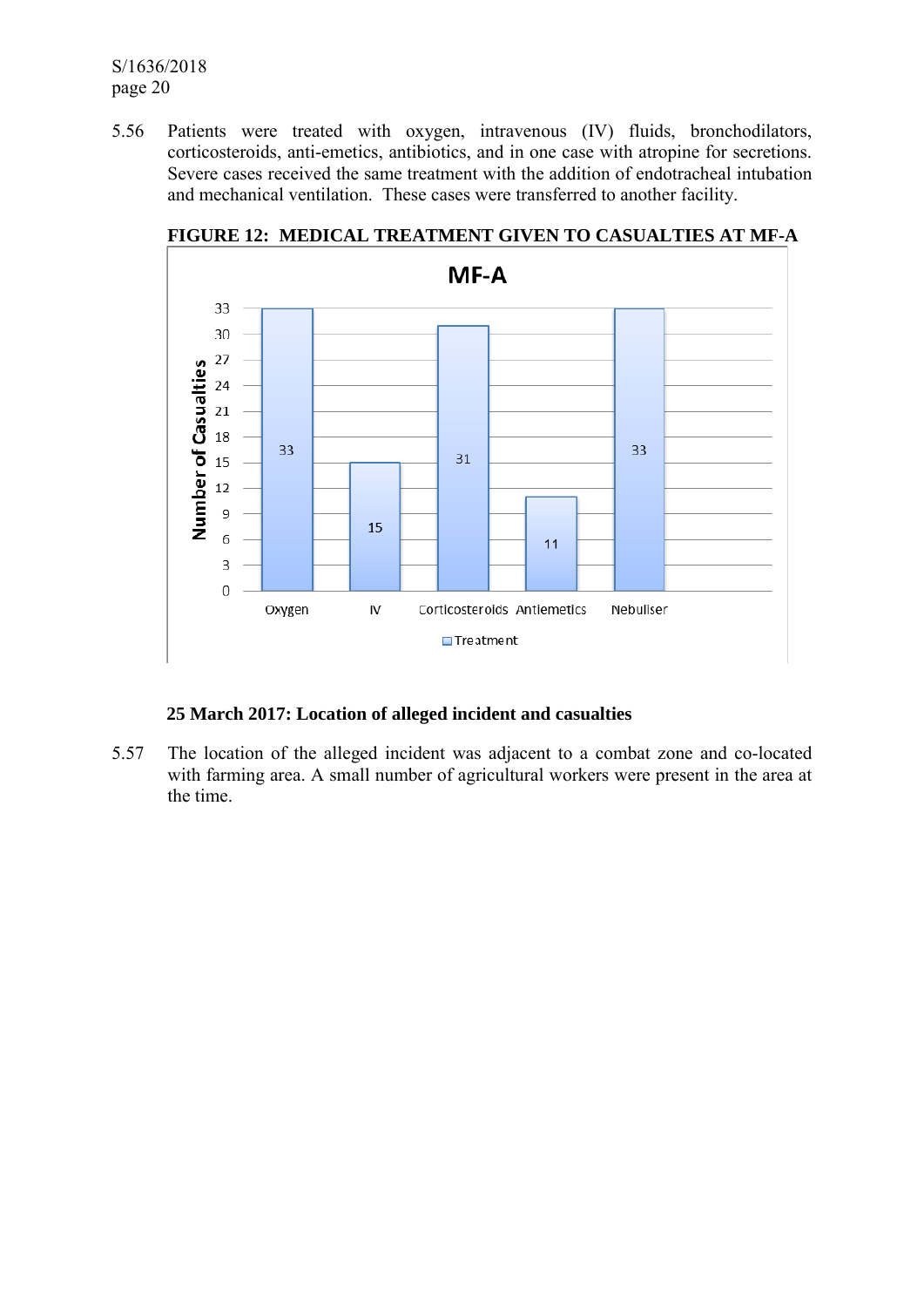5.56 Patients were treated with oxygen, intravenous (IV) fluids, bronchodilators, corticosteroids, anti-emetics, antibiotics, and in one case with atropine for secretions. Severe cases received the same treatment with the addition of endotracheal intubation and mechanical ventilation. These cases were transferred to another facility.

**FIGURE 12: MEDICAL TREATMENT GIVEN TO CASUALTIES AT MF-A**

**MF-A**

| Treatment | Number of Casualties |
|---|---|
| Oxygen | 33 |
| IV | 15 |
| Corticosteroids | 31 |
| Antiemetics | 11 |
| Nebuliser | 33 |

### 25 March 2017: Location of alleged incident and casualties

5.57 The location of the alleged incident was adjacent to a combat zone and co-located with farming area. A small number of agricultural workers were present in the area at the time.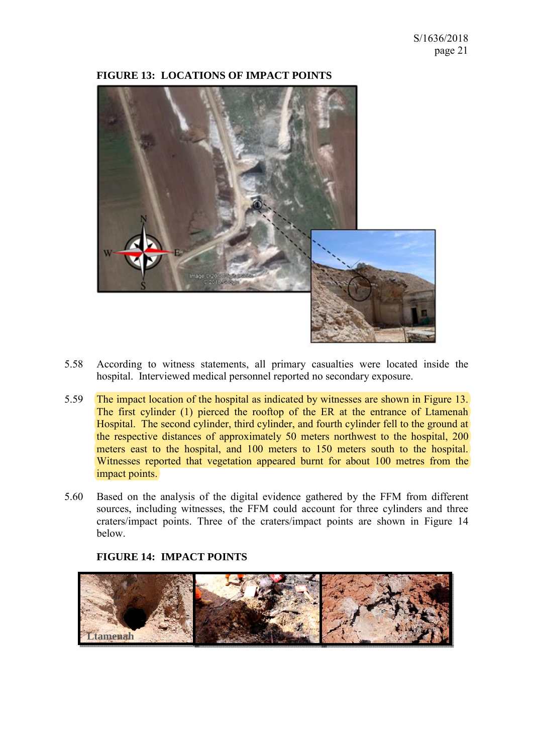**FIGURE 13: LOCATIONS OF IMPACT POINTS**

5.58 According to witness statements, all primary casualties were located inside the hospital. Interviewed medical personnel reported no secondary exposure.

5.59 The impact location of the hospital as indicated by witnesses are shown in Figure 13. The first cylinder (1) pierced the rooftop of the ER at the entrance of Ltamenah Hospital. The second cylinder, third cylinder, and fourth cylinder fell to the ground at the respective distances of approximately 50 meters northwest to the hospital, 200 meters east to the hospital, and 100 meters to 150 meters south to the hospital. Witnesses reported that vegetation appeared burnt for about 100 metres from the impact points.

5.60 Based on the analysis of the digital evidence gathered by the FFM from different sources, including witnesses, the FFM could account for three cylinders and three craters/impact points. Three of the craters/impact points are shown in Figure 14 below.

**FIGURE 14: IMPACT POINTS**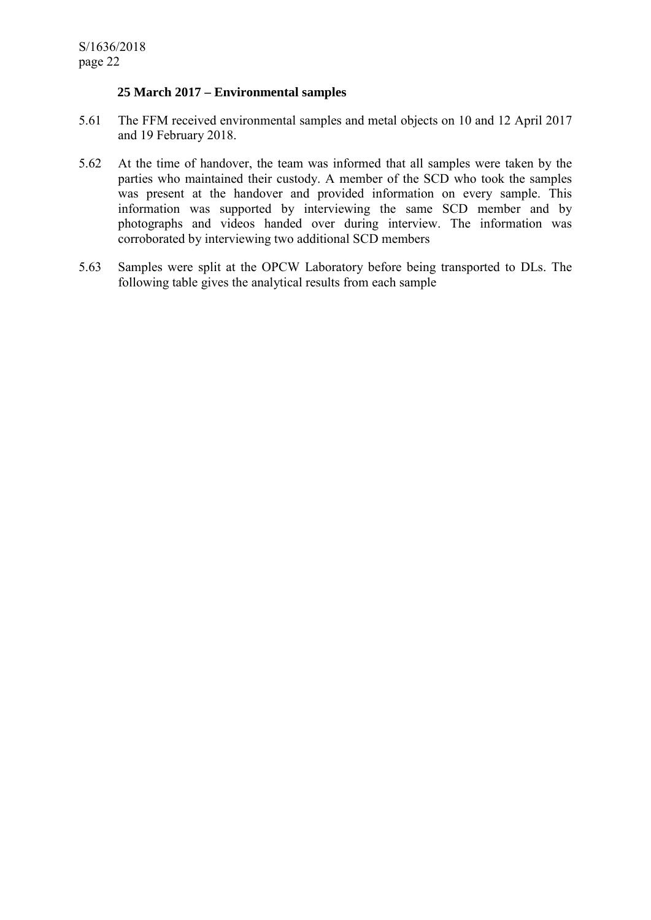### 25 March 2017 – Environmental samples

5.61 The FFM received environmental samples and metal objects on 10 and 12 April 2017 and 19 February 2018.

5.62 At the time of handover, the team was informed that all samples were taken by the parties who maintained their custody. A member of the SCD who took the samples was present at the handover and provided information on every sample. This information was supported by interviewing the same SCD member and by photographs and videos handed over during interview. The information was corroborated by interviewing two additional SCD members

5.63 Samples were split at the OPCW Laboratory before being transported to DLs. The following table gives the analytical results from each sample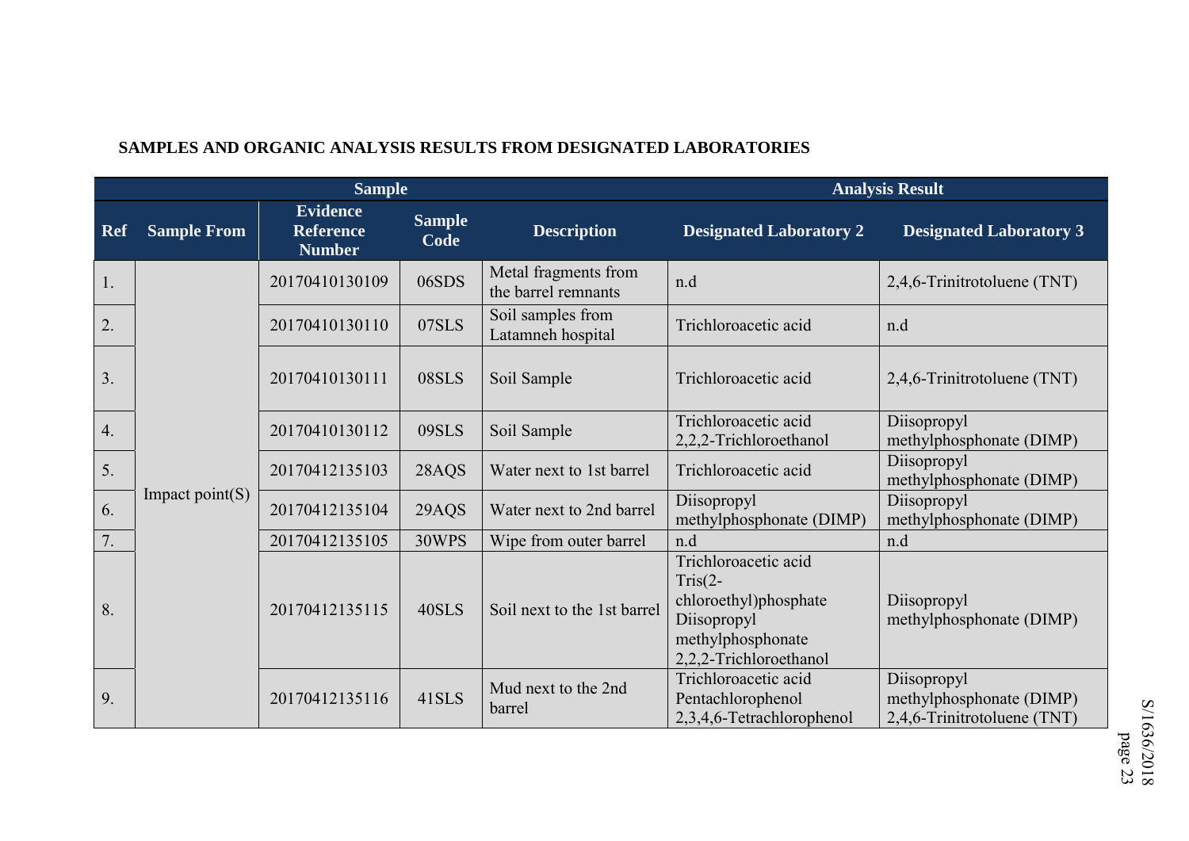**SAMPLES AND ORGANIC ANALYSIS RESULTS FROM DESIGNATED LABORATORIES**

| Sample | | | | | Analysis Result | |
|---|---|---|---|---|---|---|
| Ref | Sample From | Evidence Reference Number | Sample Code | Description | Designated Laboratory 2 | Designated Laboratory 3 |
| 1. | Impact point(S) | 20170410130109 | 06SDS | Metal fragments from the barrel remnants | n.d | 2,4,6-Trinitrotoluene (TNT) |
| 2. | | 20170410130110 | 07SLS | Soil samples from Latamneh hospital | Trichloroacetic acid | n.d |
| 3. | | 20170410130111 | 08SLS | Soil Sample | Trichloroacetic acid | 2,4,6-Trinitrotoluene (TNT) |
| 4. | | 20170410130112 | 09SLS | Soil Sample | Trichloroacetic acid<br>2,2,2-Trichloroethanol | Diisopropyl methylphosphonate (DIMP) |
| 5. | | 20170412135103 | 28AQS | Water next to 1st barrel | Trichloroacetic acid | Diisopropyl methylphosphonate (DIMP) |
| 6. | | 20170412135104 | 29AQS | Water next to 2nd barrel | Diisopropyl methylphosphonate (DIMP) | Diisopropyl methylphosphonate (DIMP) |
| 7. | | 20170412135105 | 30WPS | Wipe from outer barrel | n.d | n.d |
| 8. | | 20170412135115 | 40SLS | Soil next to the 1st barrel | Trichloroacetic acid<br>Tris(2-chloroethyl)phosphate<br>Diisopropyl methylphosphonate<br>2,2,2-Trichloroethanol | Diisopropyl methylphosphonate (DIMP) |
| 9. | | 20170412135116 | 41SLS | Mud next to the 2nd barrel | Trichloroacetic acid<br>Pentachlorophenol<br>2,3,4,6-Tetrachlorophenol | Diisopropyl methylphosphonate (DIMP)<br>2,4,6-Trinitrotoluene (TNT) |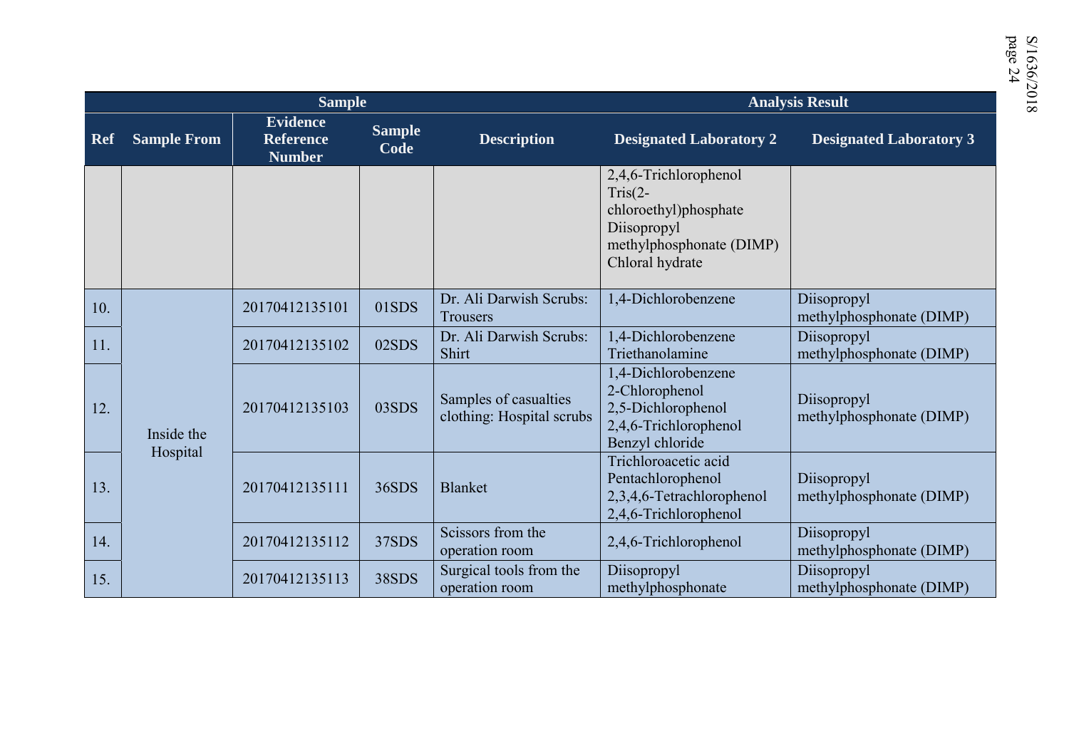| Sample | | | | | Analysis Result | |
|---|---|---|---|---|---|---|
| Ref | Sample From | Evidence Reference Number | Sample Code | Description | Designated Laboratory 2 | Designated Laboratory 3 |
| | | | | | 2,4,6-Trichlorophenol<br>Tris(2-chloroethyl)phosphate<br>Diisopropyl methylphosphonate (DIMP)<br>Chloral hydrate | |
| 10. | Inside the Hospital | 20170412135101 | 01SDS | Dr. Ali Darwish Scrubs: Trousers | 1,4-Dichlorobenzene | Diisopropyl methylphosphonate (DIMP) |
| 11. | | 20170412135102 | 02SDS | Dr. Ali Darwish Scrubs: Shirt | 1,4-Dichlorobenzene<br>Triethanolamine | Diisopropyl methylphosphonate (DIMP) |
| 12. | | 20170412135103 | 03SDS | Samples of casualties clothing: Hospital scrubs | 1,4-Dichlorobenzene<br>2-Chlorophenol<br>2,5-Dichlorophenol<br>2,4,6-Trichlorophenol<br>Benzyl chloride | Diisopropyl methylphosphonate (DIMP) |
| 13. | | 20170412135111 | 36SDS | Blanket | Trichloroacetic acid<br>Pentachlorophenol<br>2,3,4,6-Tetrachlorophenol<br>2,4,6-Trichlorophenol | Diisopropyl methylphosphonate (DIMP) |
| 14. | | 20170412135112 | 37SDS | Scissors from the operation room | 2,4,6-Trichlorophenol | Diisopropyl methylphosphonate (DIMP) |
| 15. | | 20170412135113 | 38SDS | Surgical tools from the operation room | Diisopropyl methylphosphonate | Diisopropyl methylphosphonate (DIMP) |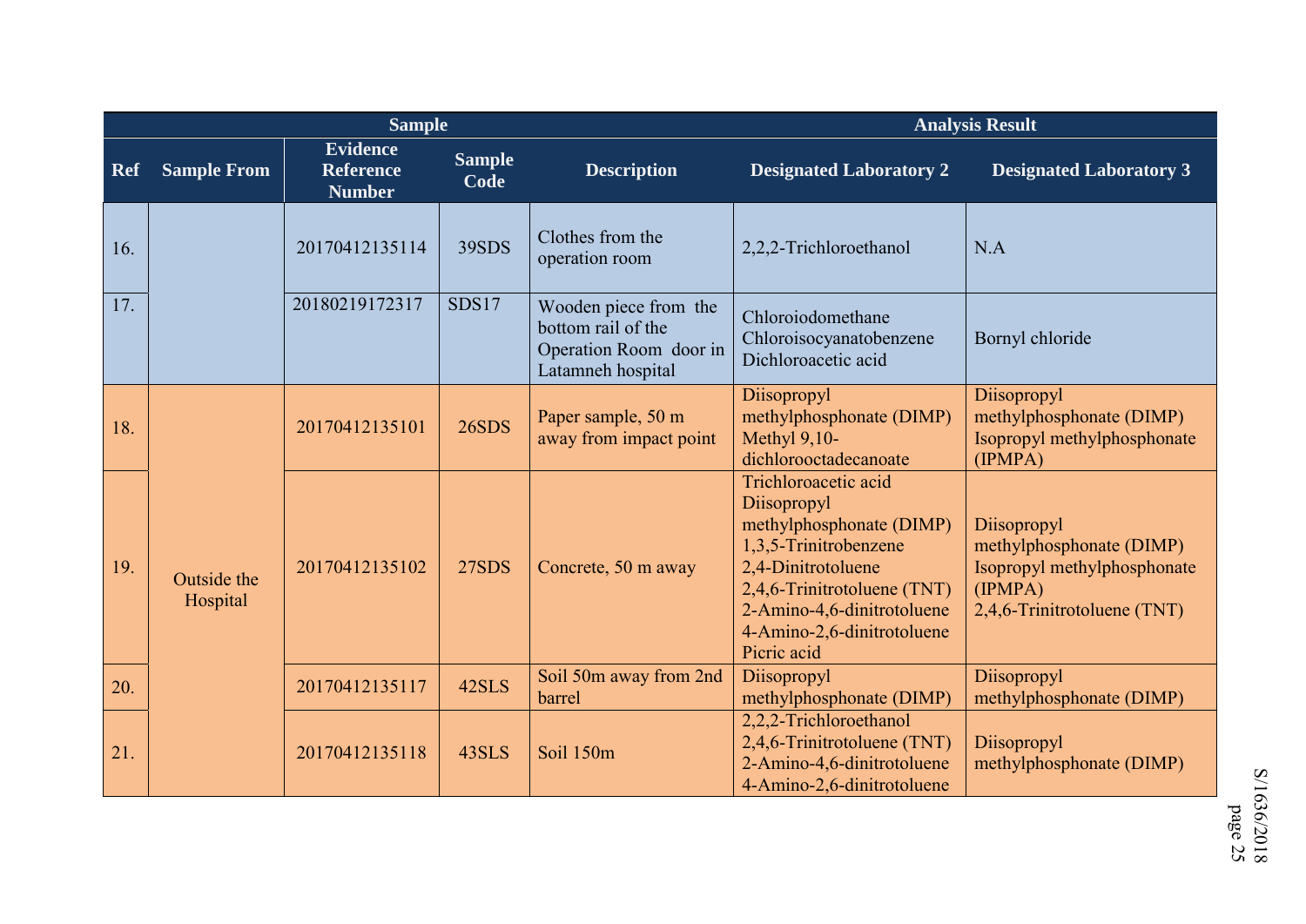| Sample | | | | | Analysis Result | |
|---|---|---|---|---|---|---|
| Ref | Sample From | Evidence Reference Number | Sample Code | Description | Designated Laboratory 2 | Designated Laboratory 3 |
| 16. | | 20170412135114 | 39SDS | Clothes from the operation room | 2,2,2-Trichloroethanol | N.A |
| 17. | | 20180219172317 | SDS17 | Wooden piece from the bottom rail of the Operation Room door in Latamneh hospital | Chloroiodomethane<br>Chloroisocyanatobenzene<br>Dichloroacetic acid | Bornyl chloride |
| 18. | Outside the Hospital | 20170412135101 | 26SDS | Paper sample, 50 m away from impact point | Diisopropyl methylphosphonate (DIMP)<br>Methyl 9,10-dichlorooctadecanoate | Diisopropyl methylphosphonate (DIMP)<br>Isopropyl methylphosphonate (IPMPA) |
| 19. | | 20170412135102 | 27SDS | Concrete, 50 m away | Trichloroacetic acid<br>Diisopropyl methylphosphonate (DIMP)<br>1,3,5-Trinitrobenzene<br>2,4-Dinitrotoluene<br>2,4,6-Trinitrotoluene (TNT)<br>2-Amino-4,6-dinitrotoluene<br>4-Amino-2,6-dinitrotoluene<br>Picric acid | Diisopropyl methylphosphonate (DIMP)<br>Isopropyl methylphosphonate (IPMPA)<br>2,4,6-Trinitrotoluene (TNT) |
| 20. | | 20170412135117 | 42SLS | Soil 50m away from 2nd barrel | Diisopropyl methylphosphonate (DIMP) | Diisopropyl methylphosphonate (DIMP) |
| 21. | | 20170412135118 | 43SLS | Soil 150m | 2,2,2-Trichloroethanol<br>2,4,6-Trinitrotoluene (TNT)<br>2-Amino-4,6-dinitrotoluene<br>4-Amino-2,6-dinitrotoluene | Diisopropyl methylphosphonate (DIMP) |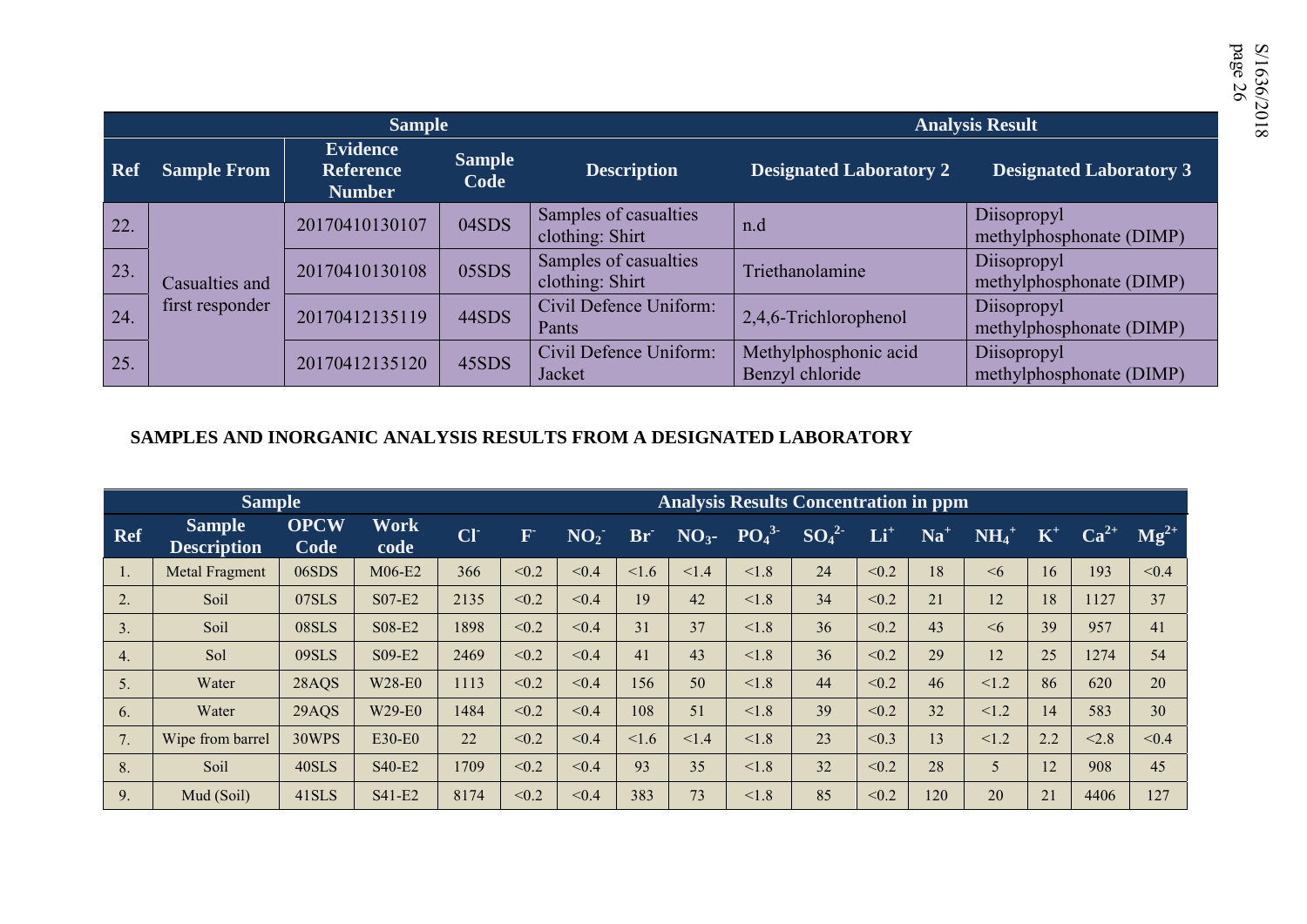| Sample | | | | | Analysis Result | |
|---|---|---|---|---|---|---|
| **Ref** | **Sample From** | **Evidence Reference Number** | **Sample Code** | **Description** | **Designated Laboratory 2** | **Designated Laboratory 3** |
| 22. | Casualties and first responder | 20170410130107 | 04SDS | Samples of casualties clothing: Shirt | n.d | Diisopropyl methylphosphonate (DIMP) |
| 23. | | 20170410130108 | 05SDS | Samples of casualties clothing: Shirt | Triethanolamine | Diisopropyl methylphosphonate (DIMP) |
| 24. | | 20170412135119 | 44SDS | Civil Defence Uniform: Pants | 2,4,6-Trichlorophenol | Diisopropyl methylphosphonate (DIMP) |
| 25. | | 20170412135120 | 45SDS | Civil Defence Uniform: Jacket | Methylphosphonic acid Benzyl chloride | Diisopropyl methylphosphonate (DIMP) |

**SAMPLES AND INORGANIC ANALYSIS RESULTS FROM A DESIGNATED LABORATORY**

| Sample | | | | Analysis Results Concentration in ppm | | | | | | | | | | | | |
|---|---|---|---|---|---|---|---|---|---|---|---|---|---|---|---|---|
| **Ref** | **Sample Description** | **OPCW Code** | **Work code** | $Cl^-$ | $F^-$ | $NO_2^-$ | $Br^-$ | $NO_3^-$ | $PO_4^{3-}$ | $SO_4^{2-}$ | $Li^+$ | $Na^+$ | $NH_4^+$ | $K^+$ | $Ca^{2+}$ | $Mg^{2+}$ |
| 1. | Metal Fragment | 06SDS | M06-E2 | 366 | <0.2 | <0.4 | <1.6 | <1.4 | <1.8 | 24 | <0.2 | 18 | <6 | 16 | 193 | <0.4 |
| 2. | Soil | 07SLS | S07-E2 | 2135 | <0.2 | <0.4 | 19 | 42 | <1.8 | 34 | <0.2 | 21 | 12 | 18 | 1127 | 37 |
| 3. | Soil | 08SLS | S08-E2 | 1898 | <0.2 | <0.4 | 31 | 37 | <1.8 | 36 | <0.2 | 43 | <6 | 39 | 957 | 41 |
| 4. | Sol | 09SLS | S09-E2 | 2469 | <0.2 | <0.4 | 41 | 43 | <1.8 | 36 | <0.2 | 29 | 12 | 25 | 1274 | 54 |
| 5. | Water | 28AQS | W28-E0 | 1113 | <0.2 | <0.4 | 156 | 50 | <1.8 | 44 | <0.2 | 46 | <1.2 | 86 | 620 | 20 |
| 6. | Water | 29AQS | W29-E0 | 1484 | <0.2 | <0.4 | 108 | 51 | <1.8 | 39 | <0.2 | 32 | <1.2 | 14 | 583 | 30 |
| 7. | Wipe from barrel | 30WPS | E30-E0 | 22 | <0.2 | <0.4 | <1.6 | <1.4 | <1.8 | 23 | <0.3 | 13 | <1.2 | 2.2 | <2.8 | <0.4 |
| 8. | Soil | 40SLS | S40-E2 | 1709 | <0.2 | <0.4 | 93 | 35 | <1.8 | 32 | <0.2 | 28 | 5 | 12 | 908 | 45 |
| 9. | Mud (Soil) | 41SLS | S41-E2 | 8174 | <0.2 | <0.4 | 383 | 73 | <1.8 | 85 | <0.2 | 120 | 20 | 21 | 4406 | 127 |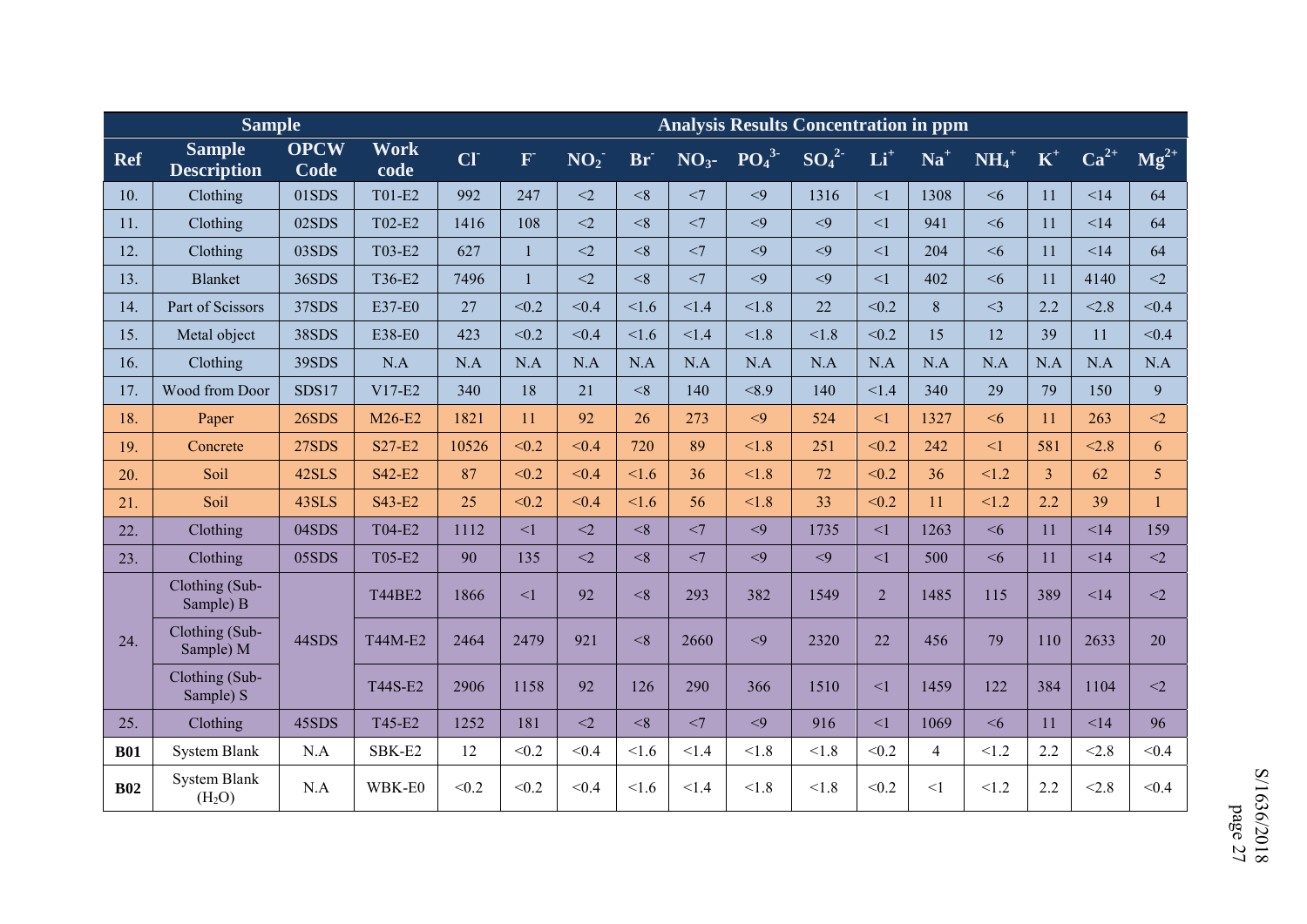| Sample | | | | Analysis Results Concentration in ppm | | | | | | | | | | | | | |
|---|---|---|---|---|---|---|---|---|---|---|---|---|---|---|---|---|---|
| Ref | Sample Description | OPCW Code | Work code | $Cl^-$ | $F^-$ | $NO_2^-$ | $Br^-$ | $NO_3^-$ | $PO_4^{3-}$ | $SO_4^{2-}$ | $Li^+$ | $Na^+$ | $NH_4^+$ | $K^+$ | $Ca^{2+}$ | $Mg^{2+}$ |
| 10. | Clothing | 01SDS | T01-E2 | 992 | 247 | <2 | <8 | <7 | <9 | 1316 | <1 | 1308 | <6 | 11 | <14 | 64 |
| 11. | Clothing | 02SDS | T02-E2 | 1416 | 108 | <2 | <8 | <7 | <9 | <9 | <1 | 941 | <6 | 11 | <14 | 64 |
| 12. | Clothing | 03SDS | T03-E2 | 627 | 1 | <2 | <8 | <7 | <9 | <9 | <1 | 204 | <6 | 11 | <14 | 64 |
| 13. | Blanket | 36SDS | T36-E2 | 7496 | 1 | <2 | <8 | <7 | <9 | <9 | <1 | 402 | <6 | 11 | 4140 | <2 |
| 14. | Part of Scissors | 37SDS | E37-E0 | 27 | <0.2 | <0.4 | <1.6 | <1.4 | <1.8 | 22 | <0.2 | 8 | <3 | 2.2 | <2.8 | <0.4 |
| 15. | Metal object | 38SDS | E38-E0 | 423 | <0.2 | <0.4 | <1.6 | <1.4 | <1.8 | <1.8 | <0.2 | 15 | 12 | 39 | 11 | <0.4 |
| 16. | Clothing | 39SDS | N.A | N.A | N.A | N.A | N.A | N.A | N.A | N.A | N.A | N.A | N.A | N.A | N.A | N.A |
| 17. | Wood from Door | SDS17 | V17-E2 | 340 | 18 | 21 | <8 | 140 | <8.9 | 140 | <1.4 | 340 | 29 | 79 | 150 | 9 |
| 18. | Paper | 26SDS | M26-E2 | 1821 | 11 | 92 | 26 | 273 | <9 | 524 | <1 | 1327 | <6 | 11 | 263 | <2 |
| 19. | Concrete | 27SDS | S27-E2 | 10526 | <0.2 | <0.4 | 720 | 89 | <1.8 | 251 | <0.2 | 242 | <1 | 581 | <2.8 | 6 |
| 20. | Soil | 42SLS | S42-E2 | 87 | <0.2 | <0.4 | <1.6 | 36 | <1.8 | 72 | <0.2 | 36 | <1.2 | 3 | 62 | 5 |
| 21. | Soil | 43SLS | S43-E2 | 25 | <0.2 | <0.4 | <1.6 | 56 | <1.8 | 33 | <0.2 | 11 | <1.2 | 2.2 | 39 | 1 |
| 22. | Clothing | 04SDS | T04-E2 | 1112 | <1 | <2 | <8 | <7 | <9 | 1735 | <1 | 1263 | <6 | 11 | <14 | 159 |
| 23. | Clothing | 05SDS | T05-E2 | 90 | 135 | <2 | <8 | <7 | <9 | <9 | <1 | 500 | <6 | 11 | <14 | <2 |
| 24. | Clothing (Sub-Sample) B | 44SDS | T44BE2 | 1866 | <1 | 92 | <8 | 293 | 382 | 1549 | 2 | 1485 | 115 | 389 | <14 | <2 |
| | Clothing (Sub-Sample) M | | T44M-E2 | 2464 | 2479 | 921 | <8 | 2660 | <9 | 2320 | 22 | 456 | 79 | 110 | 2633 | 20 |
| | Clothing (Sub-Sample) S | | T44S-E2 | 2906 | 1158 | 92 | 126 | 290 | 366 | 1510 | <1 | 1459 | 122 | 384 | 1104 | <2 |
| 25. | Clothing | 45SDS | T45-E2 | 1252 | 181 | <2 | <8 | <7 | <9 | 916 | <1 | 1069 | <6 | 11 | <14 | 96 |
| **B01** | System Blank | N.A | SBK-E2 | 12 | <0.2 | <0.4 | <1.6 | <1.4 | <1.8 | <1.8 | <0.2 | 4 | <1.2 | 2.2 | <2.8 | <0.4 |
| **B02** | System Blank ($H_2O$) | N.A | WBK-E0 | <0.2 | <0.2 | <0.4 | <1.6 | <1.4 | <1.8 | <1.8 | <0.2 | <1 | <1.2 | 2.2 | <2.8 | <0.4 |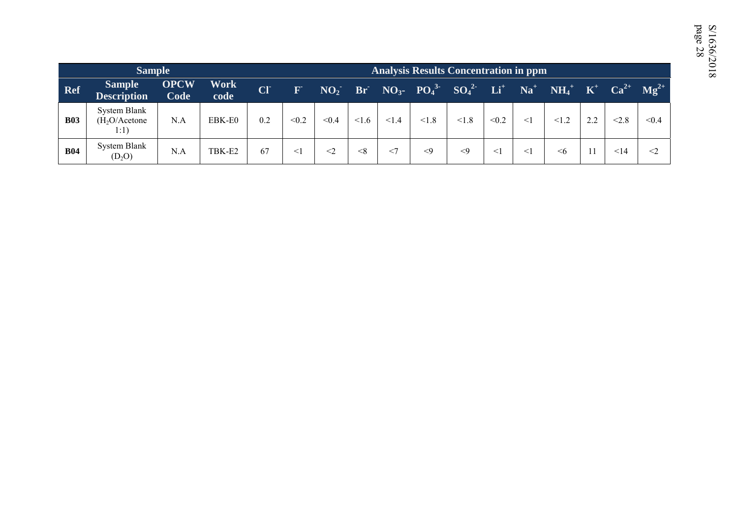| Sample | | | | Analysis Results Concentration in ppm | | | | | | | | | | | | |
|---|---|---|---|---|---|---|---|---|---|---|---|---|---|---|---|---|
| Ref | Sample Description | OPCW Code | Work code | $Cl^-$ | $F^-$ | $NO_2^-$ | $Br^-$ | $NO_3^-$ | $PO_4^{3-}$ | $SO_4^{2-}$ | $Li^+$ | $Na^+$ | $NH_4^+$ | $K^+$ | $Ca^{2+}$ | $Mg^{2+}$ |
| **B03** | System Blank ($H_2O$/Acetone 1:1) | N.A | EBK-E0 | 0.2 | <0.2 | <0.4 | <1.6 | <1.4 | <1.8 | <1.8 | <0.2 | <1 | <1.2 | 2.2 | <2.8 | <0.4 |
| **B04** | System Blank ($D_2O$) | N.A | TBK-E2 | 67 | <1 | <2 | <8 | <7 | <9 | <9 | <1 | <1 | <6 | 11 | <14 | <2 |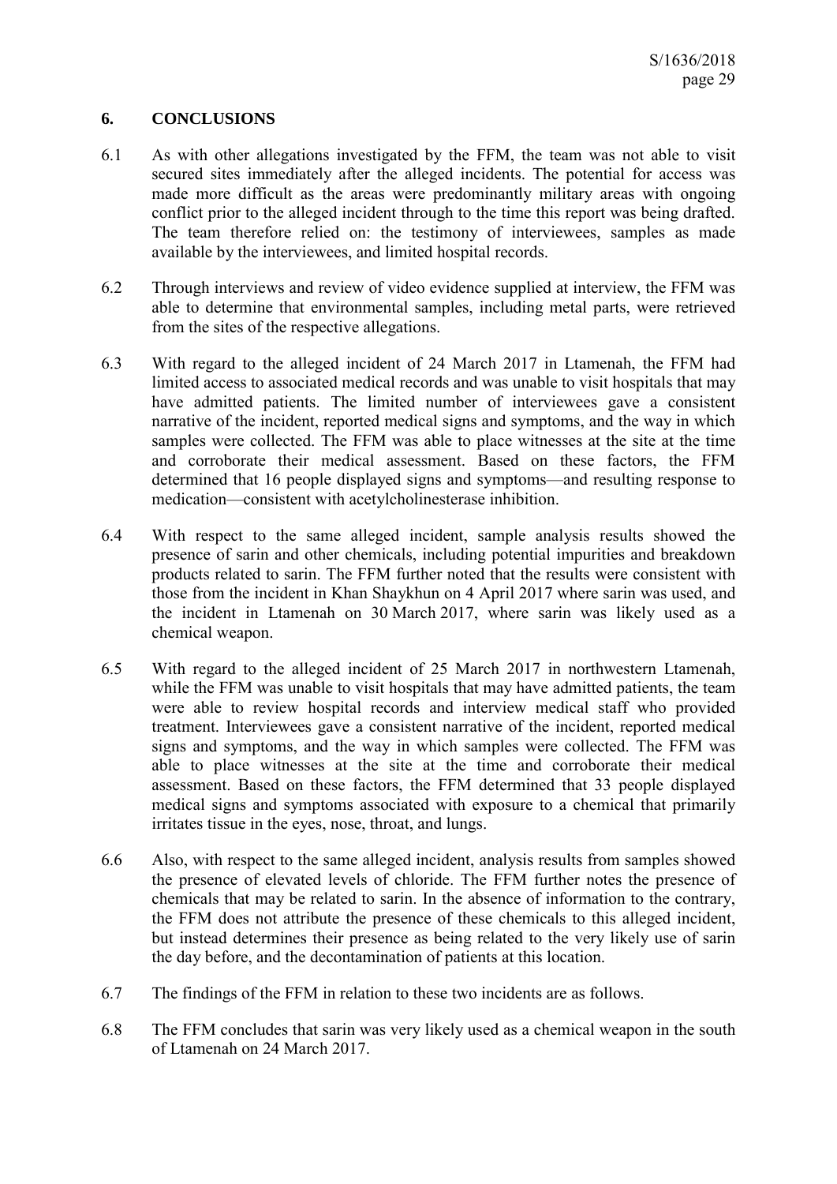## 6. CONCLUSIONS

6.1 As with other allegations investigated by the FFM, the team was not able to visit secured sites immediately after the alleged incidents. The potential for access was made more difficult as the areas were predominantly military areas with ongoing conflict prior to the alleged incident through to the time this report was being drafted. The team therefore relied on: the testimony of interviewees, samples as made available by the interviewees, and limited hospital records.

6.2 Through interviews and review of video evidence supplied at interview, the FFM was able to determine that environmental samples, including metal parts, were retrieved from the sites of the respective allegations.

6.3 With regard to the alleged incident of 24 March 2017 in Ltamenah, the FFM had limited access to associated medical records and was unable to visit hospitals that may have admitted patients. The limited number of interviewees gave a consistent narrative of the incident, reported medical signs and symptoms, and the way in which samples were collected. The FFM was able to place witnesses at the site at the time and corroborate their medical assessment. Based on these factors, the FFM determined that 16 people displayed signs and symptoms—and resulting response to medication—consistent with acetylcholinesterase inhibition.

6.4 With respect to the same alleged incident, sample analysis results showed the presence of sarin and other chemicals, including potential impurities and breakdown products related to sarin. The FFM further noted that the results were consistent with those from the incident in Khan Shaykhun on 4 April 2017 where sarin was used, and the incident in Ltamenah on 30 March 2017, where sarin was likely used as a chemical weapon.

6.5 With regard to the alleged incident of 25 March 2017 in northwestern Ltamenah, while the FFM was unable to visit hospitals that may have admitted patients, the team were able to review hospital records and interview medical staff who provided treatment. Interviewees gave a consistent narrative of the incident, reported medical signs and symptoms, and the way in which samples were collected. The FFM was able to place witnesses at the site at the time and corroborate their medical assessment. Based on these factors, the FFM determined that 33 people displayed medical signs and symptoms associated with exposure to a chemical that primarily irritates tissue in the eyes, nose, throat, and lungs.

6.6 Also, with respect to the same alleged incident, analysis results from samples showed the presence of elevated levels of chloride. The FFM further notes the presence of chemicals that may be related to sarin. In the absence of information to the contrary, the FFM does not attribute the presence of these chemicals to this alleged incident, but instead determines their presence as being related to the very likely use of sarin the day before, and the decontamination of patients at this location.

6.7 The findings of the FFM in relation to these two incidents are as follows.

6.8 The FFM concludes that sarin was very likely used as a chemical weapon in the south of Ltamenah on 24 March 2017.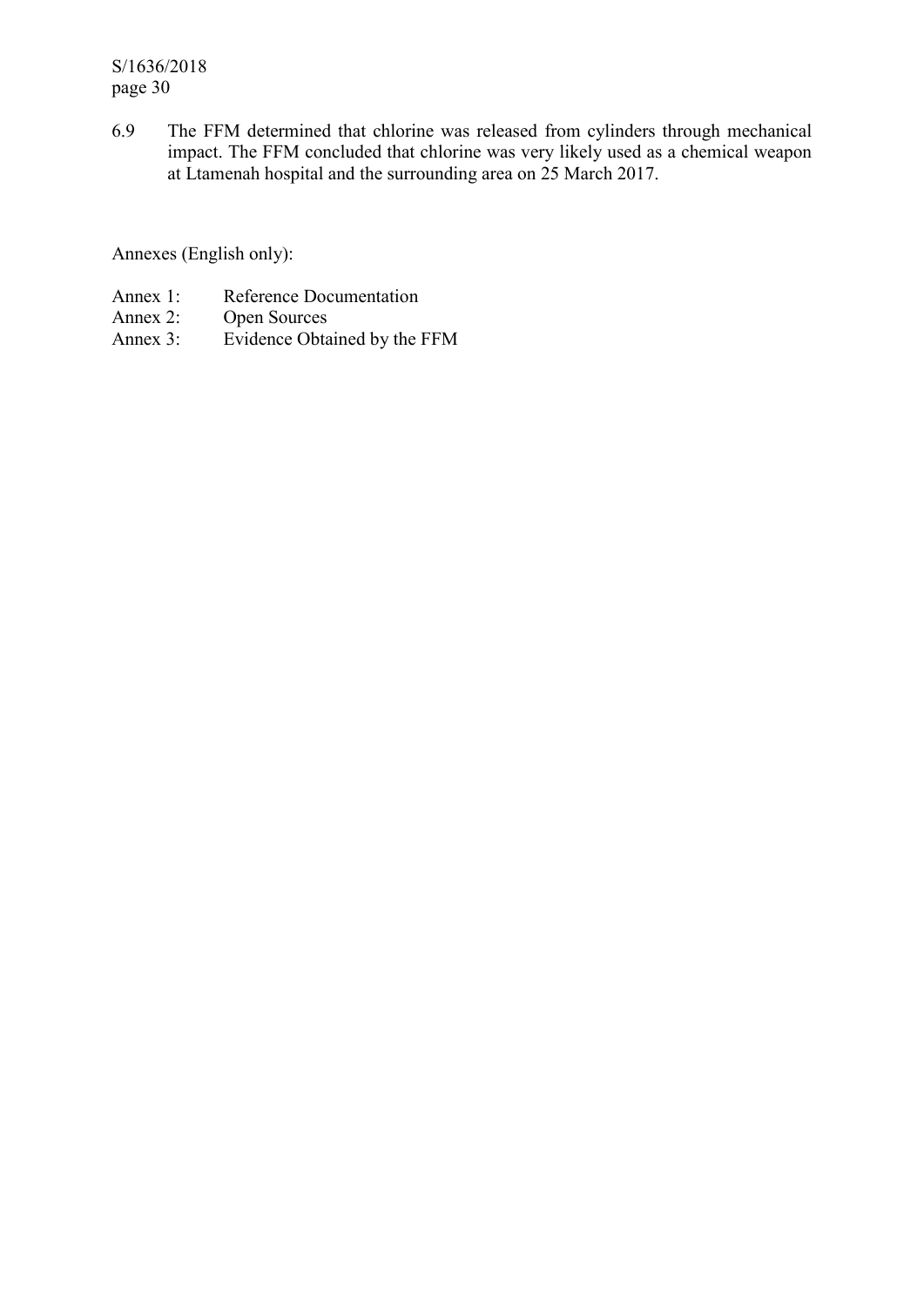6.9 The FFM determined that chlorine was released from cylinders through mechanical impact. The FFM concluded that chlorine was very likely used as a chemical weapon at Ltamenah hospital and the surrounding area on 25 March 2017.

Annexes (English only):

Annex 1: Reference Documentation
Annex 2: Open Sources
Annex 3: Evidence Obtained by the FFM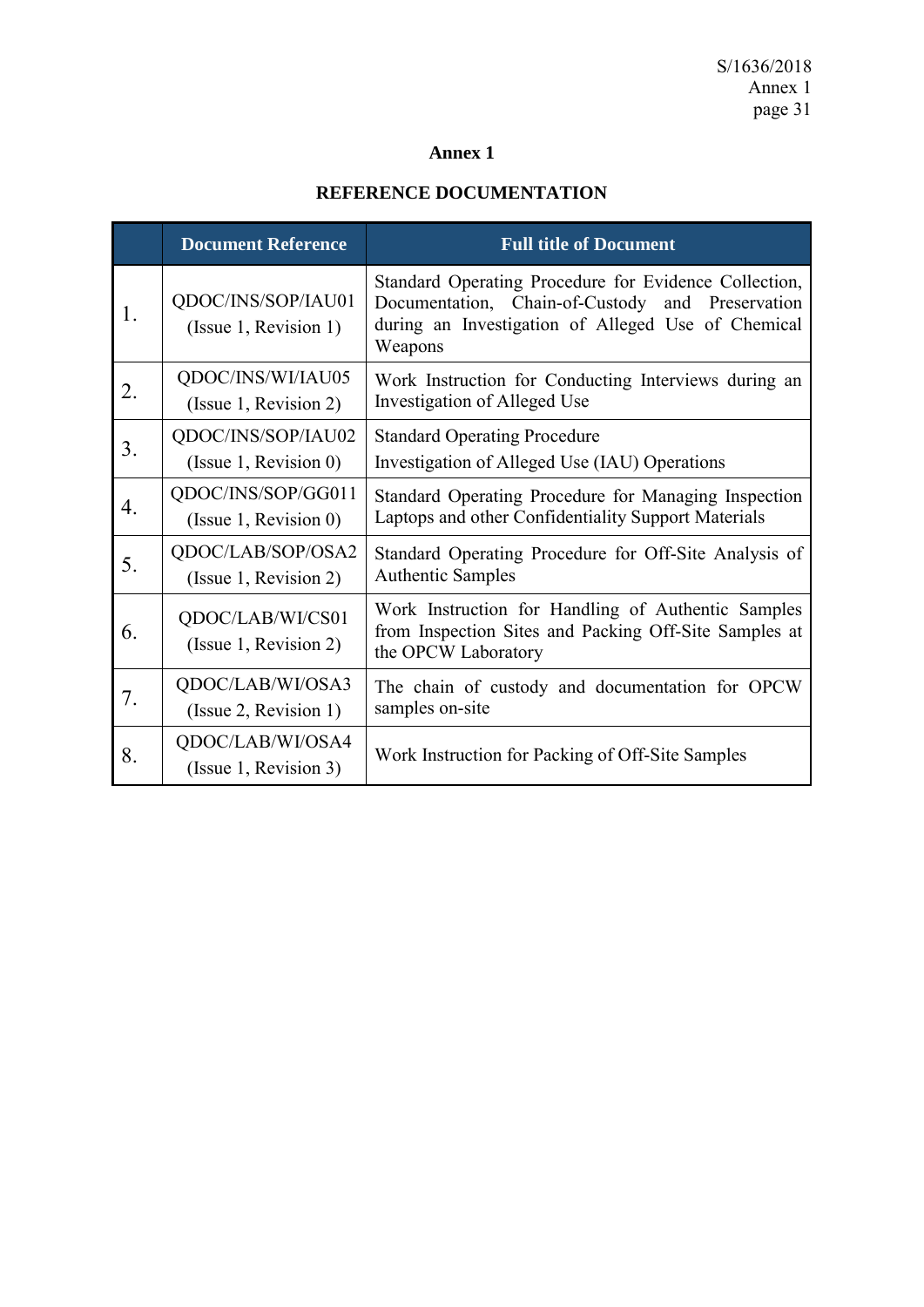# Annex 1

## REFERENCE DOCUMENTATION

| | Document Reference | Full title of Document |
|---|---|---|
| 1. | QDOC/INS/SOP/IAU01 (Issue 1, Revision 1) | Standard Operating Procedure for Evidence Collection, Documentation, Chain-of-Custody and Preservation during an Investigation of Alleged Use of Chemical Weapons |
| 2. | QDOC/INS/WI/IAU05 (Issue 1, Revision 2) | Work Instruction for Conducting Interviews during an Investigation of Alleged Use |
| 3. | QDOC/INS/SOP/IAU02 (Issue 1, Revision 0) | Standard Operating Procedure Investigation of Alleged Use (IAU) Operations |
| 4. | QDOC/INS/SOP/GG011 (Issue 1, Revision 0) | Standard Operating Procedure for Managing Inspection Laptops and other Confidentiality Support Materials |
| 5. | QDOC/LAB/SOP/OSA2 (Issue 1, Revision 2) | Standard Operating Procedure for Off-Site Analysis of Authentic Samples |
| 6. | QDOC/LAB/WI/CS01 (Issue 1, Revision 2) | Work Instruction for Handling of Authentic Samples from Inspection Sites and Packing Off-Site Samples at the OPCW Laboratory |
| 7. | QDOC/LAB/WI/OSA3 (Issue 2, Revision 1) | The chain of custody and documentation for OPCW samples on-site |
| 8. | QDOC/LAB/WI/OSA4 (Issue 1, Revision 3) | Work Instruction for Packing of Off-Site Samples |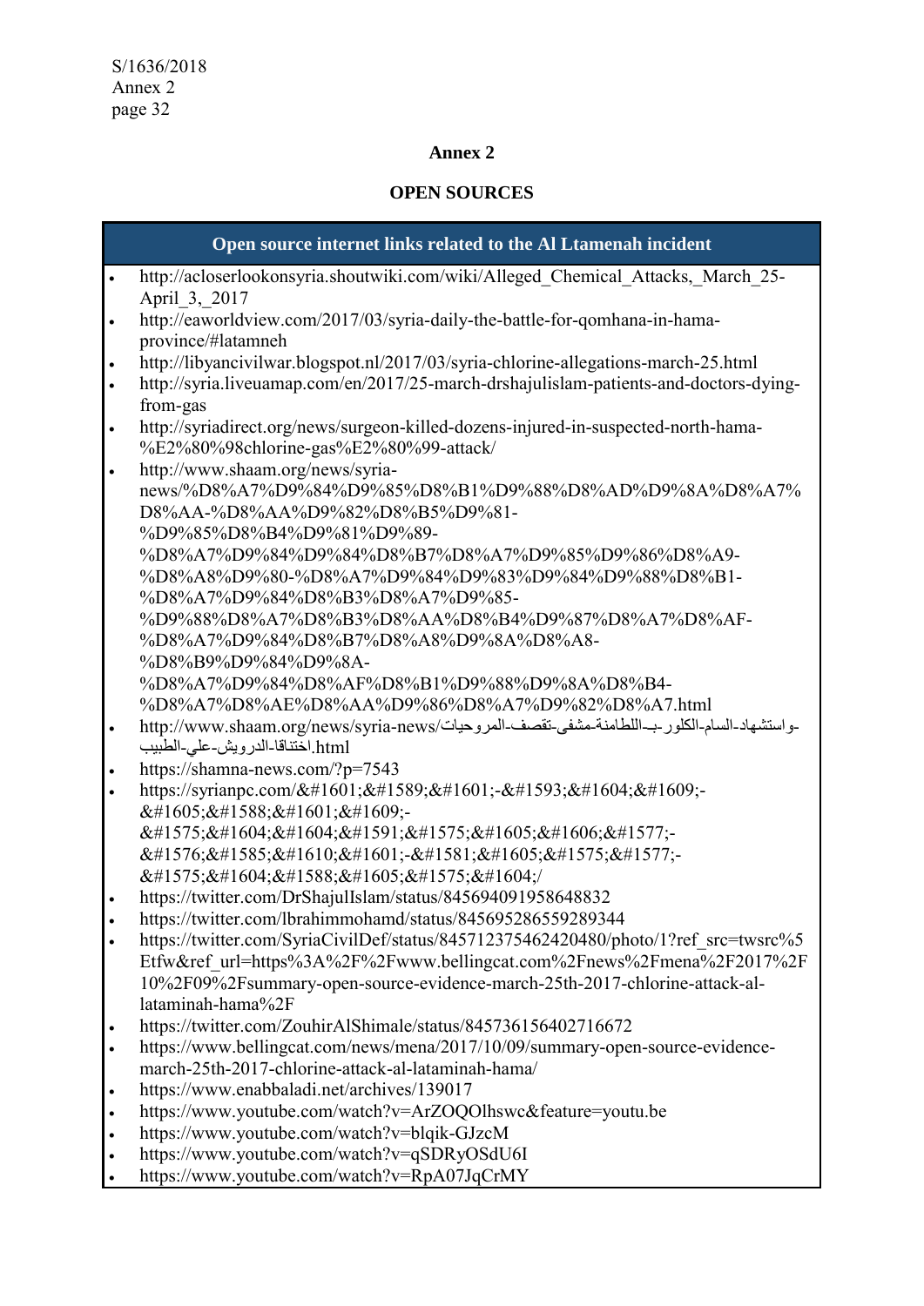## Annex 2

## OPEN SOURCES

| Open source internet links related to the Al Ltamenah incident |
|---|
| • http://acloserlookonsyria.shoutwiki.com/wiki/Alleged_Chemical_Attacks,_March_25-April_3,_2017<br>• http://eaworldview.com/2017/03/syria-daily-the-battle-for-qomhana-in-hama-province/#latamneh<br>• http://libyancivilwar.blogspot.nl/2017/03/syria-chlorine-allegations-march-25.html<br>• http://syria.liveuamap.com/en/2017/25-march-drshajulislam-patients-and-doctors-dying-from-gas<br>• http://syriadirect.org/news/surgeon-killed-dozens-injured-in-suspected-north-hama-%E2%80%98chlorine-gas%E2%80%99-attack/<br>• http://www.shaam.org/news/syria-news/%D8%A7%D9%84%D9%85%D8%B1%D9%88%D8%AD%D9%8A%D8%A7%D8%AA-%D8%AA%D9%82%D8%B5%D9%81-%D9%85%D8%B4%D9%81%D9%89-%D8%A7%D9%84%D9%84%D8%B7%D8%A7%D9%85%D9%86%D8%A9-%D8%A8%D9%80-%D8%A7%D9%84%D9%83%D9%84%D9%88%D8%B1-%D8%A7%D9%84%D8%B3%D8%A7%D9%85-%D9%88%D8%A7%D8%B3%D8%AA%D8%B4%D9%87%D8%A7%D8%AF-%D8%A7%D9%84%D8%B7%D8%A8%D9%8A%D8%A8-%D8%B9%D9%84%D9%8A-%D8%A7%D9%84%D8%AF%D8%B1%D9%88%D9%8A%D8%B4-%D8%A7%D8%AE%D8%AA%D9%86%D8%A7%D9%82%D8%A7.html<br>• http://www.shaam.org/news/syria-news/المروحيات-تقصف-مشفى-اللطامنة-بـ-الكلور-السام-واستشهاد-الطبيب-علي-الدرويش-اختناقا.html<br>• https://shamna-news.com/?p=7543<br>• https://syrianpc.com/&#1601;&#1589;&#1601;-&#1593;&#1604;&#1609;-&#1605;&#1588;&#1601;&#1609;-&#1575;&#1604;&#1604;&#1591;&#1575;&#1605;&#1606;&#1577;-&#1576;&#1585;&#1610;&#1601;-&#1581;&#1605;&#1575;&#1577;-&#1575;&#1604;&#1588;&#1605;&#1575;&#1604;/<br>• https://twitter.com/DrShajulIslam/status/845694091958648832<br>• https://twitter.com/Ibrahimmohamd/status/845695286559289344<br>• https://twitter.com/SyriaCivilDef/status/845712375462420480/photo/1?ref_src=twsrc%5Etfw&ref_url=https%3A%2F%2Fwww.bellingcat.com%2Fnews%2Fmena%2F2017%2F10%2F09%2Fsummary-open-source-evidence-march-25th-2017-chlorine-attack-al-lataminah-hama%2F<br>• https://twitter.com/ZouhirAlShimale/status/845736156402716672<br>• https://www.bellingcat.com/news/mena/2017/10/09/summary-open-source-evidence-march-25th-2017-chlorine-attack-al-lataminah-hama/<br>• https://www.enabbaladi.net/archives/139017<br>• https://www.youtube.com/watch?v=ArZOQOlhswc&feature=youtu.be<br>• https://www.youtube.com/watch?v=blqik-GJzcM<br>• https://www.youtube.com/watch?v=qSDRyOSdU6I<br>• https://www.youtube.com/watch?v=RpA07JqCrMY |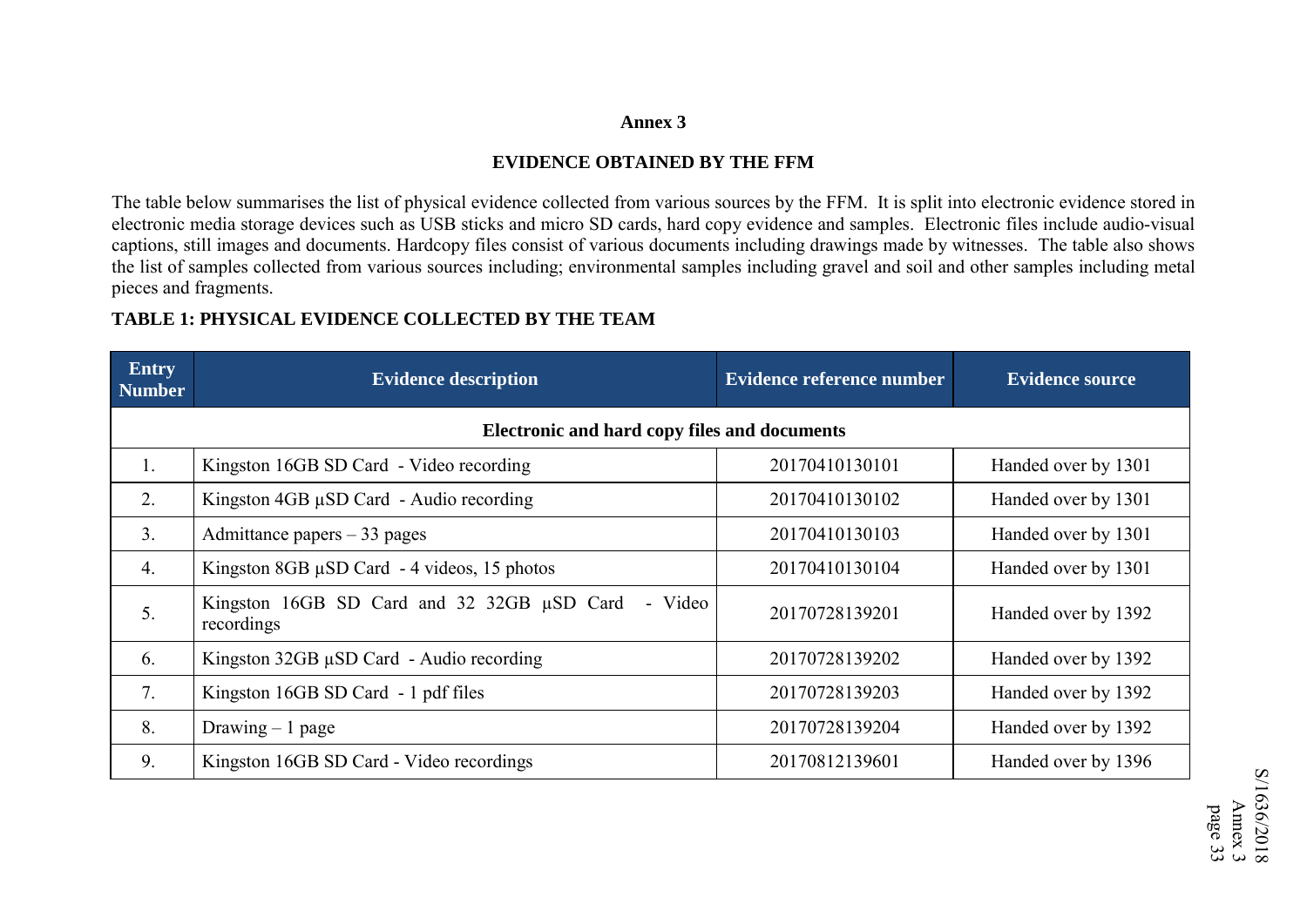## Annex 3

## EVIDENCE OBTAINED BY THE FFM

The table below summarises the list of physical evidence collected from various sources by the FFM. It is split into electronic evidence stored in electronic media storage devices such as USB sticks and micro SD cards, hard copy evidence and samples. Electronic files include audio-visual captions, still images and documents. Hardcopy files consist of various documents including drawings made by witnesses. The table also shows the list of samples collected from various sources including; environmental samples including gravel and soil and other samples including metal pieces and fragments.

**TABLE 1: PHYSICAL EVIDENCE COLLECTED BY THE TEAM**

| Entry Number | Evidence description | Evidence reference number | Evidence source |
|---|---|---|---|
| **Electronic and hard copy files and documents** | | | |
| 1. | Kingston 16GB SD Card - Video recording | 20170410130101 | Handed over by 1301 |
| 2. | Kingston 4GB µSD Card - Audio recording | 20170410130102 | Handed over by 1301 |
| 3. | Admittance papers – 33 pages | 20170410130103 | Handed over by 1301 |
| 4. | Kingston 8GB µSD Card - 4 videos, 15 photos | 20170410130104 | Handed over by 1301 |
| 5. | Kingston 16GB SD Card and 32 32GB µSD Card - Video recordings | 20170728139201 | Handed over by 1392 |
| 6. | Kingston 32GB µSD Card - Audio recording | 20170728139202 | Handed over by 1392 |
| 7. | Kingston 16GB SD Card - 1 pdf files | 20170728139203 | Handed over by 1392 |
| 8. | Drawing – 1 page | 20170728139204 | Handed over by 1392 |
| 9. | Kingston 16GB SD Card - Video recordings | 20170812139601 | Handed over by 1396 |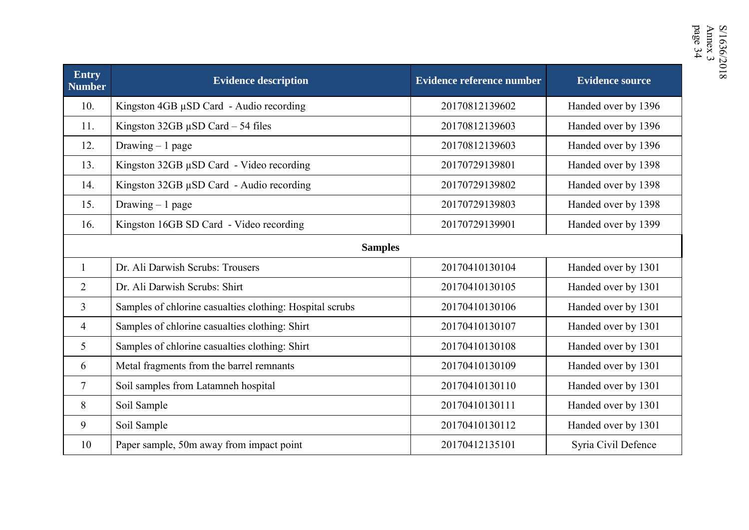| Entry Number | Evidence description | Evidence reference number | Evidence source |
|---|---|---|---|
| 10. | Kingston 4GB µSD Card - Audio recording | 20170812139602 | Handed over by 1396 |
| 11. | Kingston 32GB µSD Card – 54 files | 20170812139603 | Handed over by 1396 |
| 12. | Drawing – 1 page | 20170812139603 | Handed over by 1396 |
| 13. | Kingston 32GB µSD Card - Video recording | 20170729139801 | Handed over by 1398 |
| 14. | Kingston 32GB µSD Card - Audio recording | 20170729139802 | Handed over by 1398 |
| 15. | Drawing – 1 page | 20170729139803 | Handed over by 1398 |
| 16. | Kingston 16GB SD Card - Video recording | 20170729139901 | Handed over by 1399 |
| **Samples** | | | |
| 1 | Dr. Ali Darwish Scrubs: Trousers | 20170410130104 | Handed over by 1301 |
| 2 | Dr. Ali Darwish Scrubs: Shirt | 20170410130105 | Handed over by 1301 |
| 3 | Samples of chlorine casualties clothing: Hospital scrubs | 20170410130106 | Handed over by 1301 |
| 4 | Samples of chlorine casualties clothing: Shirt | 20170410130107 | Handed over by 1301 |
| 5 | Samples of chlorine casualties clothing: Shirt | 20170410130108 | Handed over by 1301 |
| 6 | Metal fragments from the barrel remnants | 20170410130109 | Handed over by 1301 |
| 7 | Soil samples from Latamneh hospital | 20170410130110 | Handed over by 1301 |
| 8 | Soil Sample | 20170410130111 | Handed over by 1301 |
| 9 | Soil Sample | 20170410130112 | Handed over by 1301 |
| 10 | Paper sample, 50m away from impact point | 20170412135101 | Syria Civil Defence |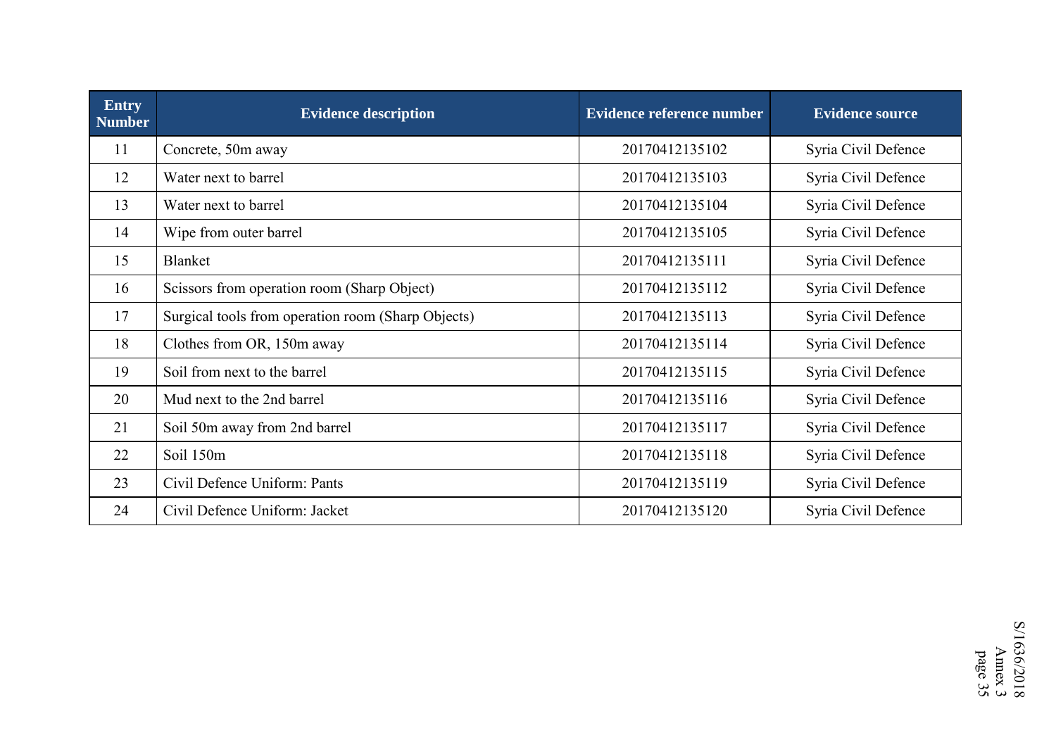| Entry Number | Evidence description | Evidence reference number | Evidence source |
|---|---|---|---|
| 11 | Concrete, 50m away | 20170412135102 | Syria Civil Defence |
| 12 | Water next to barrel | 20170412135103 | Syria Civil Defence |
| 13 | Water next to barrel | 20170412135104 | Syria Civil Defence |
| 14 | Wipe from outer barrel | 20170412135105 | Syria Civil Defence |
| 15 | Blanket | 20170412135111 | Syria Civil Defence |
| 16 | Scissors from operation room (Sharp Object) | 20170412135112 | Syria Civil Defence |
| 17 | Surgical tools from operation room (Sharp Objects) | 20170412135113 | Syria Civil Defence |
| 18 | Clothes from OR, 150m away | 20170412135114 | Syria Civil Defence |
| 19 | Soil from next to the barrel | 20170412135115 | Syria Civil Defence |
| 20 | Mud next to the 2nd barrel | 20170412135116 | Syria Civil Defence |
| 21 | Soil 50m away from 2nd barrel | 20170412135117 | Syria Civil Defence |
| 22 | Soil 150m | 20170412135118 | Syria Civil Defence |
| 23 | Civil Defence Uniform: Pants | 20170412135119 | Syria Civil Defence |
| 24 | Civil Defence Uniform: Jacket | 20170412135120 | Syria Civil Defence |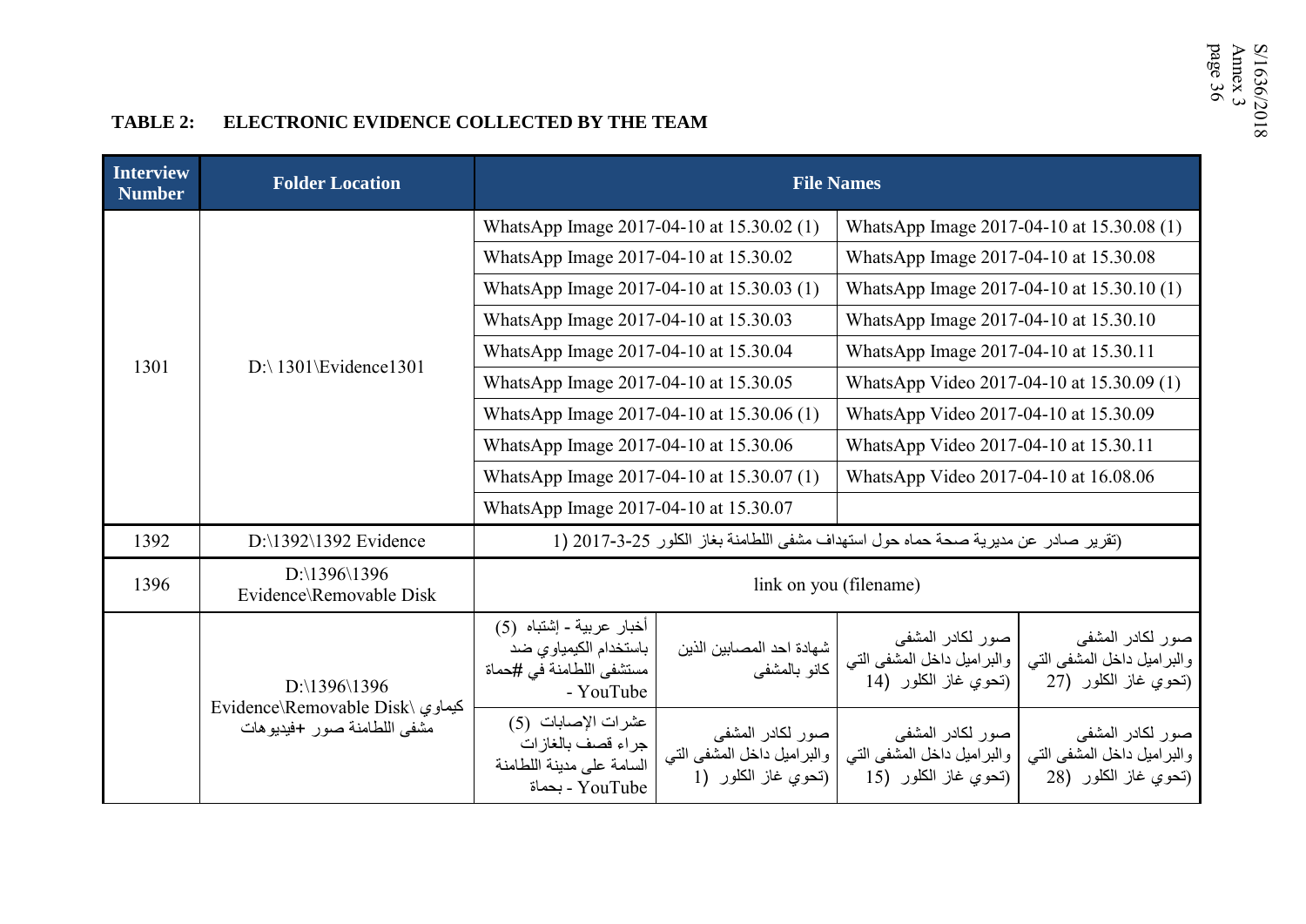**TABLE 2: ELECTRONIC EVIDENCE COLLECTED BY THE TEAM**

| Interview Number | Folder Location | File Names | | | |
|---|---|---|---|---|---|
| 1301 | D:\ 1301\Evidence1301 | WhatsApp Image 2017-04-10 at 15.30.02 (1) | | WhatsApp Image 2017-04-10 at 15.30.08 (1) | |
| | | WhatsApp Image 2017-04-10 at 15.30.02 | | WhatsApp Image 2017-04-10 at 15.30.08 | |
| | | WhatsApp Image 2017-04-10 at 15.30.03 (1) | | WhatsApp Image 2017-04-10 at 15.30.10 (1) | |
| | | WhatsApp Image 2017-04-10 at 15.30.03 | | WhatsApp Image 2017-04-10 at 15.30.10 | |
| | | WhatsApp Image 2017-04-10 at 15.30.04 | | WhatsApp Image 2017-04-10 at 15.30.11 | |
| | | WhatsApp Image 2017-04-10 at 15.30.05 | | WhatsApp Video 2017-04-10 at 15.30.09 (1) | |
| | | WhatsApp Image 2017-04-10 at 15.30.06 (1) | | WhatsApp Video 2017-04-10 at 15.30.09 | |
| | | WhatsApp Image 2017-04-10 at 15.30.06 | | WhatsApp Video 2017-04-10 at 15.30.11 | |
| | | WhatsApp Image 2017-04-10 at 15.30.07 (1) | | WhatsApp Video 2017-04-10 at 16.08.06 | |
| | | WhatsApp Image 2017-04-10 at 15.30.07 | | | |
| 1392 | D:\1392\1392 Evidence | (تقرير صادر عن مديرية صحة حماه حول استهداف مشفى اللطامنة بغاز الكلور 25-3-2017 (1 | | | |
| 1396 | D:\1396\1396 Evidence\Removable Disk | link on you (filename) | | | |
| | D:\1396\1396 Evidence\Removable Disk\ كيماوي مشفى اللطامنة صور +فيديوهات | أخبار عربية - إشتباه (5) باستخدام الكيمياوي ضد مستشفى اللطامنة في #حماة - YouTube | شهادة احد المصابين الذين كانو بالمشفى | صور لكادر المشفى والبراميل داخل المشفى التي (تحوي غاز الكلور (14 | صور لكادر المشفى والبراميل داخل المشفى التي (تحوي غاز الكلور (27 |
| | | عشرات الإصابات (5) جراء قصف بالغازات السامة على مدينة اللطامنة بحماة - YouTube | صور لكادر المشفى والبراميل داخل المشفى التي (تحوي غاز الكلور (1 | صور لكادر المشفى والبراميل داخل المشفى التي (تحوي غاز الكلور (15 | صور لكادر المشفى والبراميل داخل المشفى التي (تحوي غاز الكلور (28 |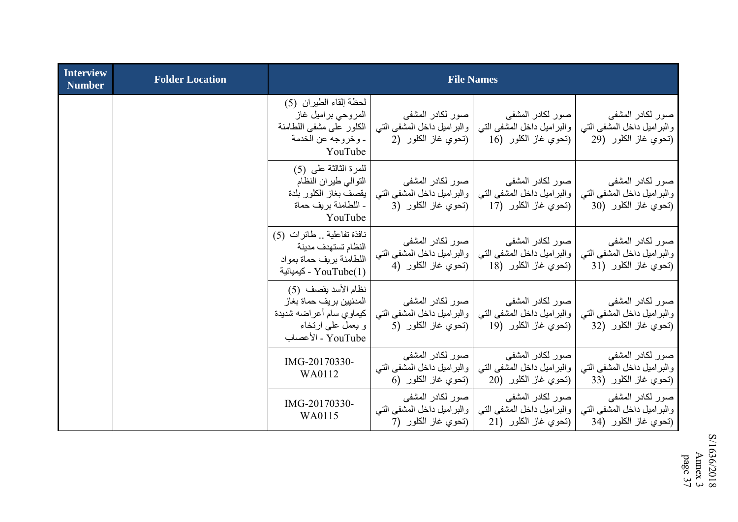| Interview Number | Folder Location | File Names | | | |
|---|---|---|---|---|---|
| | | لحظة إلقاء الطيران (5) المروحي براميل غاز الكلور على مشفى اللطامنة - وخروجه عن الخدمة YouTube | صور لكادر المشفى والبراميل داخل المشفى التي (تحوي غاز الكلور (2 | صور لكادر المشفى والبراميل داخل المشفى التي (تحوي غاز الكلور (16 | صور لكادر المشفى والبراميل داخل المشفى التي (تحوي غاز الكلور (29 |
| | | للمرة الثالثة على (5) التوالي طيران النظام يقصف بغاز الكلور بلدة - اللطامنة بريف حماة YouTube | صور لكادر المشفى والبراميل داخل المشفى التي (تحوي غاز الكلور (3 | صور لكادر المشفى والبراميل داخل المشفى التي (تحوي غاز الكلور (17 | صور لكادر المشفى والبراميل داخل المشفى التي (تحوي غاز الكلور (30 |
| | | نافذة تفاعلية .. طائرات (5) النظام تستهدف مدينة اللطامنة بريف حماة بمواد كيميائية - YouTube(1) | صور لكادر المشفى والبراميل داخل المشفى التي (تحوي غاز الكلور (4 | صور لكادر المشفى والبراميل داخل المشفى التي (تحوي غاز الكلور (18 | صور لكادر المشفى والبراميل داخل المشفى التي (تحوي غاز الكلور (31 |
| | | نظام الأسد يقصف (5) المدنيين بريف حماة بغاز كيماوي سام أعراضه شديدة و يعمل على ارتخاء الأعصاب - YouTube | صور لكادر المشفى والبراميل داخل المشفى التي (تحوي غاز الكلور (5 | صور لكادر المشفى والبراميل داخل المشفى التي (تحوي غاز الكلور (19 | صور لكادر المشفى والبراميل داخل المشفى التي (تحوي غاز الكلور (32 |
| | | IMG-20170330-WA0112 | صور لكادر المشفى والبراميل داخل المشفى التي (تحوي غاز الكلور (6 | صور لكادر المشفى والبراميل داخل المشفى التي (تحوي غاز الكلور (20 | صور لكادر المشفى والبراميل داخل المشفى التي (تحوي غاز الكلور (33 |
| | | IMG-20170330-WA0115 | صور لكادر المشفى والبراميل داخل المشفى التي (تحوي غاز الكلور (7 | صور لكادر المشفى والبراميل داخل المشفى التي (تحوي غاز الكلور (21 | صور لكادر المشفى والبراميل داخل المشفى التي (تحوي غاز الكلور (34 |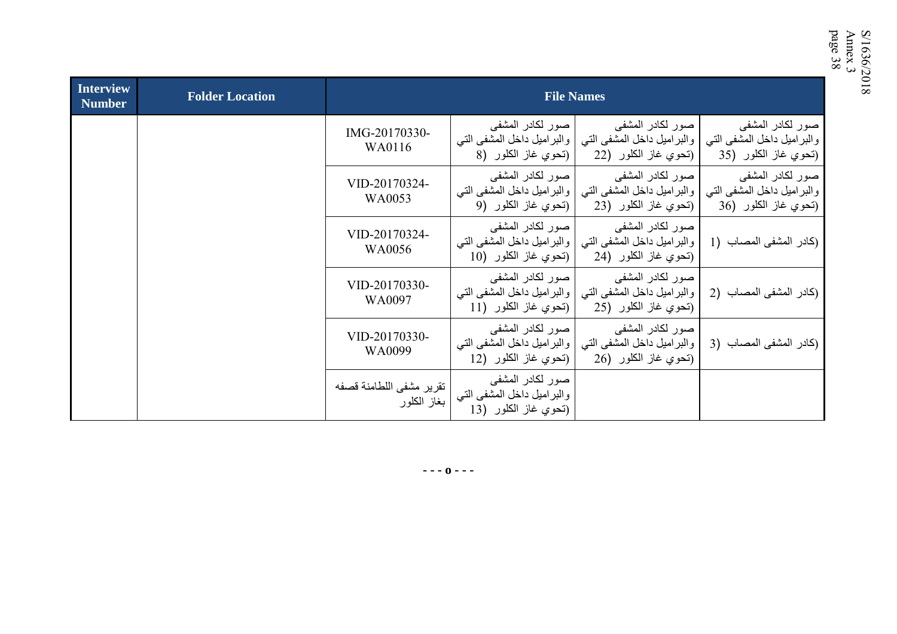| Interview Number | Folder Location | File Names | | | |
|---|---|---|---|---|---|
| | | IMG-20170330-WA0116 | صور لكادر المشفى والبراميل داخل المشفى التي (تحوي غاز الكلور (8 | صور لكادر المشفى والبراميل داخل المشفى التي (تحوي غاز الكلور (22 | صور لكادر المشفى والبراميل داخل المشفى التي (تحوي غاز الكلور (35 |
| | | VID-20170324-WA0053 | صور لكادر المشفى والبراميل داخل المشفى التي (تحوي غاز الكلور (9 | صور لكادر المشفى والبراميل داخل المشفى التي (تحوي غاز الكلور (23 | صور لكادر المشفى والبراميل داخل المشفى التي (تحوي غاز الكلور (36 |
| | | VID-20170324-WA0056 | صور لكادر المشفى والبراميل داخل المشفى التي (تحوي غاز الكلور (10 | صور لكادر المشفى والبراميل داخل المشفى التي (تحوي غاز الكلور (24 | (كادر المشفى المصاب (1 |
| | | VID-20170330-WA0097 | صور لكادر المشفى والبراميل داخل المشفى التي (تحوي غاز الكلور (11 | صور لكادر المشفى والبراميل داخل المشفى التي (تحوي غاز الكلور (25 | (كادر المشفى المصاب (2 |
| | | VID-20170330-WA0099 | صور لكادر المشفى والبراميل داخل المشفى التي (تحوي غاز الكلور (12 | صور لكادر المشفى والبراميل داخل المشفى التي (تحوي غاز الكلور (26 | (كادر المشفى المصاب (3 |
| | | تقرير مشفى اللطامنة قصفه بغاز الكلور | صور لكادر المشفى والبراميل داخل المشفى التي (تحوي غاز الكلور (13 | | |

- - - o - - -